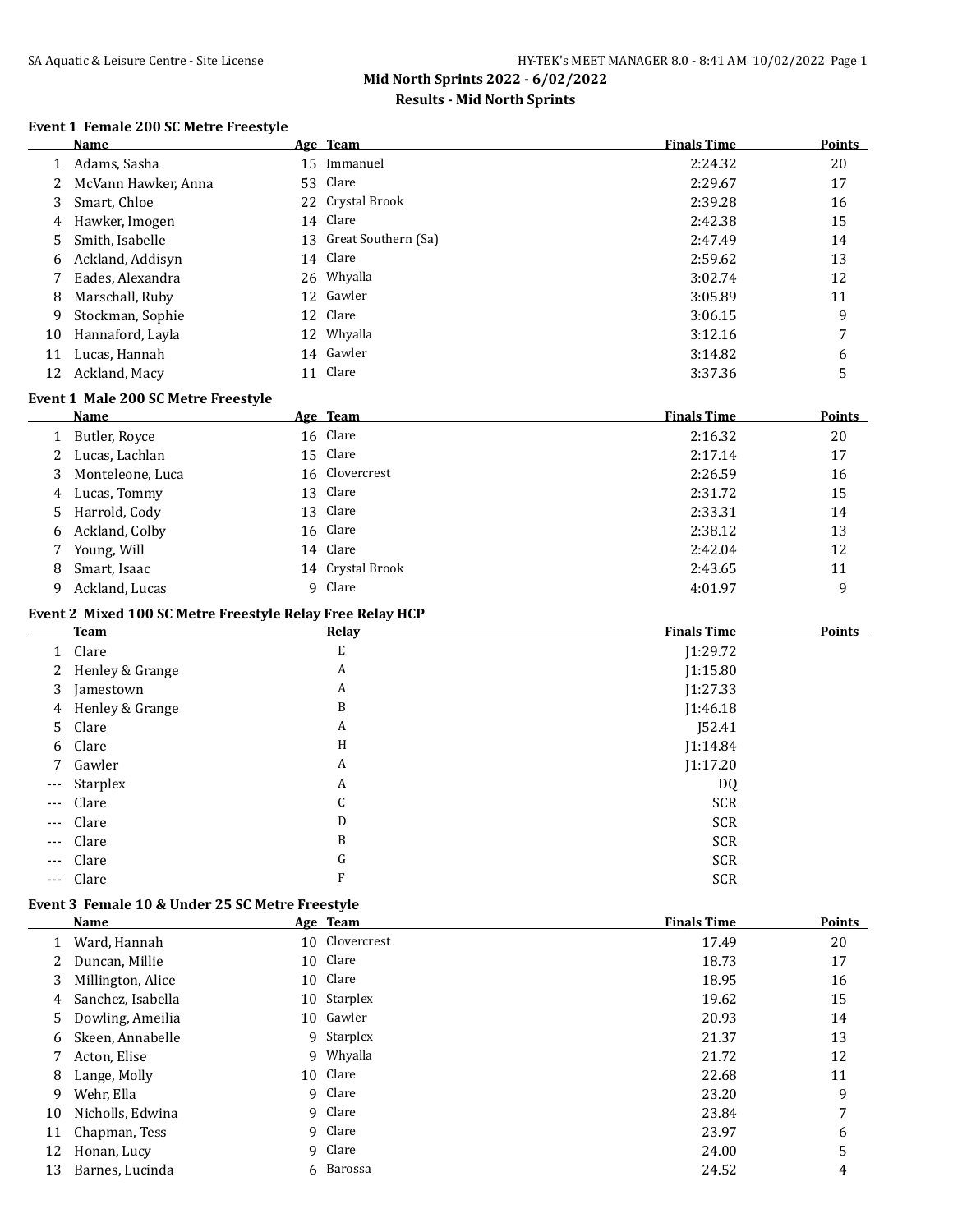## Mid North Sprints 2022 - 6/02/2022

### Results - Mid North Sprints

**Event 1 Female 200 SC Metre Freestyle**

| | Name | Age | Team | Finals Time | Points |
|---|---|---|---|---|---|
| 1 | Adams, Sasha | 15 | Immanuel | 2:24.32 | 20 |
| 2 | McVann Hawker, Anna | 53 | Clare | 2:29.67 | 17 |
| 3 | Smart, Chloe | 22 | Crystal Brook | 2:39.28 | 16 |
| 4 | Hawker, Imogen | 14 | Clare | 2:42.38 | 15 |
| 5 | Smith, Isabelle | 13 | Great Southern (Sa) | 2:47.49 | 14 |
| 6 | Ackland, Addisyn | 14 | Clare | 2:59.62 | 13 |
| 7 | Eades, Alexandra | 26 | Whyalla | 3:02.74 | 12 |
| 8 | Marschall, Ruby | 12 | Gawler | 3:05.89 | 11 |
| 9 | Stockman, Sophie | 12 | Clare | 3:06.15 | 9 |
| 10 | Hannaford, Layla | 12 | Whyalla | 3:12.16 | 7 |
| 11 | Lucas, Hannah | 14 | Gawler | 3:14.82 | 6 |
| 12 | Ackland, Macy | 11 | Clare | 3:37.36 | 5 |

**Event 1 Male 200 SC Metre Freestyle**

| | Name | Age | Team | Finals Time | Points |
|---|---|---|---|---|---|
| 1 | Butler, Royce | 16 | Clare | 2:16.32 | 20 |
| 2 | Lucas, Lachlan | 15 | Clare | 2:17.14 | 17 |
| 3 | Monteleone, Luca | 16 | Clovercrest | 2:26.59 | 16 |
| 4 | Lucas, Tommy | 13 | Clare | 2:31.72 | 15 |
| 5 | Harrold, Cody | 13 | Clare | 2:33.31 | 14 |
| 6 | Ackland, Colby | 16 | Clare | 2:38.12 | 13 |
| 7 | Young, Will | 14 | Clare | 2:42.04 | 12 |
| 8 | Smart, Isaac | 14 | Crystal Brook | 2:43.65 | 11 |
| 9 | Ackland, Lucas | 9 | Clare | 4:01.97 | 9 |

**Event 2 Mixed 100 SC Metre Freestyle Relay Free Relay HCP**

| | Team | Relay | Finals Time | Points |
|---|---|---|---|---|
| 1 | Clare | E | J1:29.72 | |
| 2 | Henley & Grange | A | J1:15.80 | |
| 3 | Jamestown | A | J1:27.33 | |
| 4 | Henley & Grange | B | J1:46.18 | |
| 5 | Clare | A | J52.41 | |
| 6 | Clare | H | J1:14.84 | |
| 7 | Gawler | A | J1:17.20 | |
| --- | Starplex | A | DQ | |
| --- | Clare | C | SCR | |
| --- | Clare | D | SCR | |
| --- | Clare | B | SCR | |
| --- | Clare | G | SCR | |
| --- | Clare | F | SCR | |

**Event 3 Female 10 & Under 25 SC Metre Freestyle**

| | Name | Age | Team | Finals Time | Points |
|---|---|---|---|---|---|
| 1 | Ward, Hannah | 10 | Clovercrest | 17.49 | 20 |
| 2 | Duncan, Millie | 10 | Clare | 18.73 | 17 |
| 3 | Millington, Alice | 10 | Clare | 18.95 | 16 |
| 4 | Sanchez, Isabella | 10 | Starplex | 19.62 | 15 |
| 5 | Dowling, Ameilia | 10 | Gawler | 20.93 | 14 |
| 6 | Skeen, Annabelle | 9 | Starplex | 21.37 | 13 |
| 7 | Acton, Elise | 9 | Whyalla | 21.72 | 12 |
| 8 | Lange, Molly | 10 | Clare | 22.68 | 11 |
| 9 | Wehr, Ella | 9 | Clare | 23.20 | 9 |
| 10 | Nicholls, Edwina | 9 | Clare | 23.84 | 7 |
| 11 | Chapman, Tess | 9 | Clare | 23.97 | 6 |
| 12 | Honan, Lucy | 9 | Clare | 24.00 | 5 |
| 13 | Barnes, Lucinda | 6 | Barossa | 24.52 | 4 |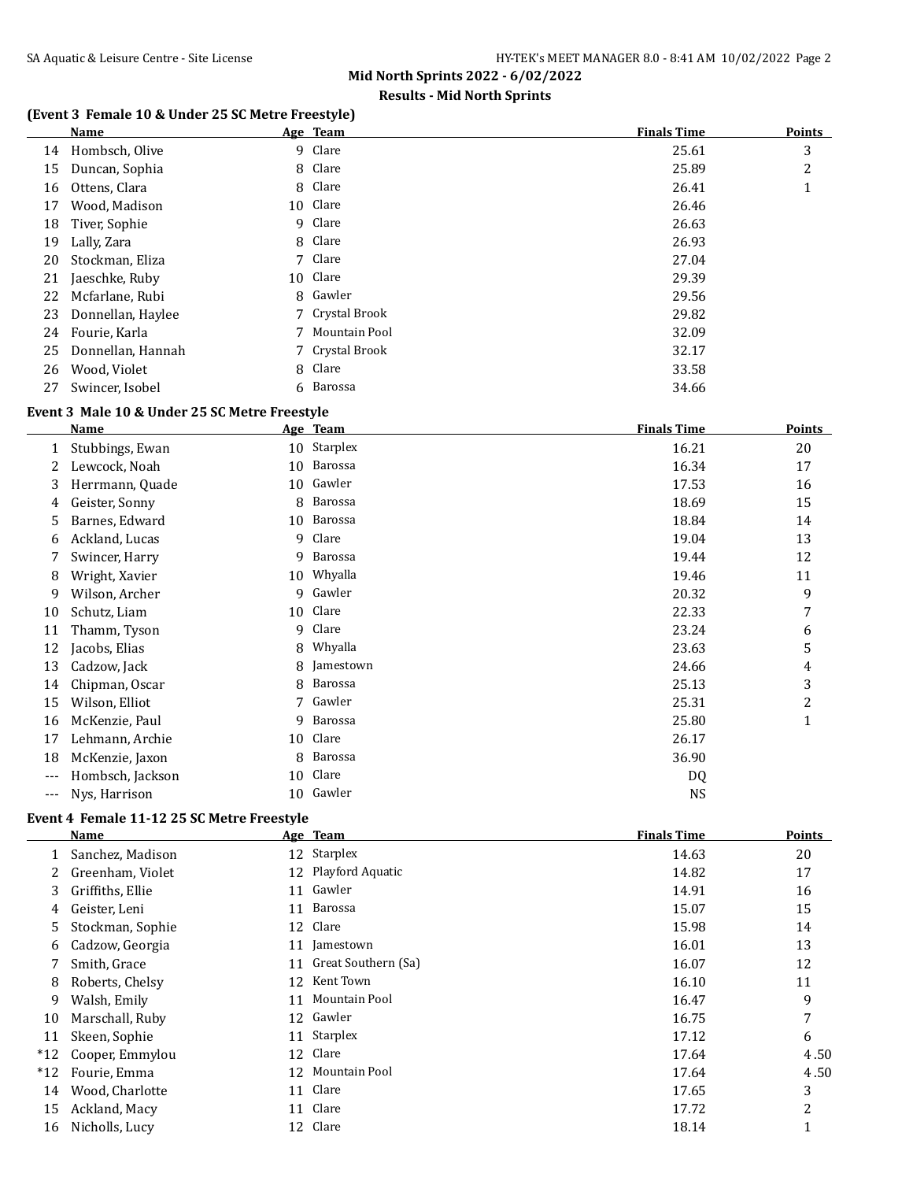## Mid North Sprints 2022 - 6/02/2022

### Results - Mid North Sprints

#### (Event 3 Female 10 & Under 25 SC Metre Freestyle)

| | Name | Age | Team | Finals Time | Points |
|---|---|---|---|---|---|
| 14 | Hombsch, Olive | 9 | Clare | 25.61 | 3 |
| 15 | Duncan, Sophia | 8 | Clare | 25.89 | 2 |
| 16 | Ottens, Clara | 8 | Clare | 26.41 | 1 |
| 17 | Wood, Madison | 10 | Clare | 26.46 | |
| 18 | Tiver, Sophie | 9 | Clare | 26.63 | |
| 19 | Lally, Zara | 8 | Clare | 26.93 | |
| 20 | Stockman, Eliza | 7 | Clare | 27.04 | |
| 21 | Jaeschke, Ruby | 10 | Clare | 29.39 | |
| 22 | Mcfarlane, Rubi | 8 | Gawler | 29.56 | |
| 23 | Donnellan, Haylee | 7 | Crystal Brook | 29.82 | |
| 24 | Fourie, Karla | 7 | Mountain Pool | 32.09 | |
| 25 | Donnellan, Hannah | 7 | Crystal Brook | 32.17 | |
| 26 | Wood, Violet | 8 | Clare | 33.58 | |
| 27 | Swincer, Isobel | 6 | Barossa | 34.66 | |

#### Event 3 Male 10 & Under 25 SC Metre Freestyle

| | Name | Age | Team | Finals Time | Points |
|---|---|---|---|---|---|
| 1 | Stubbings, Ewan | 10 | Starplex | 16.21 | 20 |
| 2 | Lewcock, Noah | 10 | Barossa | 16.34 | 17 |
| 3 | Herrmann, Quade | 10 | Gawler | 17.53 | 16 |
| 4 | Geister, Sonny | 8 | Barossa | 18.69 | 15 |
| 5 | Barnes, Edward | 10 | Barossa | 18.84 | 14 |
| 6 | Ackland, Lucas | 9 | Clare | 19.04 | 13 |
| 7 | Swincer, Harry | 9 | Barossa | 19.44 | 12 |
| 8 | Wright, Xavier | 10 | Whyalla | 19.46 | 11 |
| 9 | Wilson, Archer | 9 | Gawler | 20.32 | 9 |
| 10 | Schutz, Liam | 10 | Clare | 22.33 | 7 |
| 11 | Thamm, Tyson | 9 | Clare | 23.24 | 6 |
| 12 | Jacobs, Elias | 8 | Whyalla | 23.63 | 5 |
| 13 | Cadzow, Jack | 8 | Jamestown | 24.66 | 4 |
| 14 | Chipman, Oscar | 8 | Barossa | 25.13 | 3 |
| 15 | Wilson, Elliot | 7 | Gawler | 25.31 | 2 |
| 16 | McKenzie, Paul | 9 | Barossa | 25.80 | 1 |
| 17 | Lehmann, Archie | 10 | Clare | 26.17 | |
| 18 | McKenzie, Jaxon | 8 | Barossa | 36.90 | |
| --- | Hombsch, Jackson | 10 | Clare | DQ | |
| --- | Nys, Harrison | 10 | Gawler | NS | |

#### Event 4 Female 11-12 25 SC Metre Freestyle

| | Name | Age | Team | Finals Time | Points |
|---|---|---|---|---|---|
| 1 | Sanchez, Madison | 12 | Starplex | 14.63 | 20 |
| 2 | Greenham, Violet | 12 | Playford Aquatic | 14.82 | 17 |
| 3 | Griffiths, Ellie | 11 | Gawler | 14.91 | 16 |
| 4 | Geister, Leni | 11 | Barossa | 15.07 | 15 |
| 5 | Stockman, Sophie | 12 | Clare | 15.98 | 14 |
| 6 | Cadzow, Georgia | 11 | Jamestown | 16.01 | 13 |
| 7 | Smith, Grace | 11 | Great Southern (Sa) | 16.07 | 12 |
| 8 | Roberts, Chelsy | 12 | Kent Town | 16.10 | 11 |
| 9 | Walsh, Emily | 11 | Mountain Pool | 16.47 | 9 |
| 10 | Marschall, Ruby | 12 | Gawler | 16.75 | 7 |
| 11 | Skeen, Sophie | 11 | Starplex | 17.12 | 6 |
| *12 | Cooper, Emmylou | 12 | Clare | 17.64 | 4.50 |
| *12 | Fourie, Emma | 12 | Mountain Pool | 17.64 | 4.50 |
| 14 | Wood, Charlotte | 11 | Clare | 17.65 | 3 |
| 15 | Ackland, Macy | 11 | Clare | 17.72 | 2 |
| 16 | Nicholls, Lucy | 12 | Clare | 18.14 | 1 |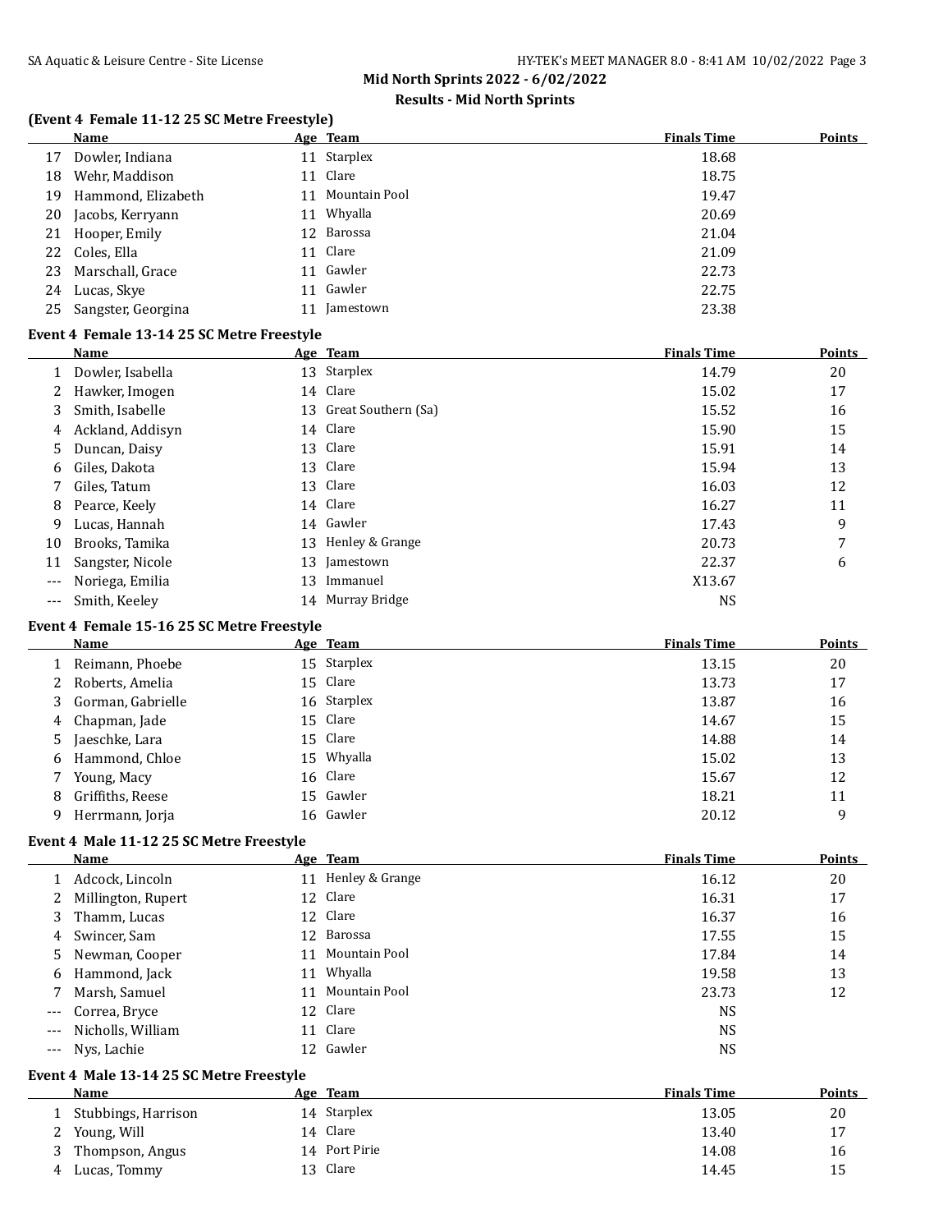## Mid North Sprints 2022 - 6/02/2022

### Results - Mid North Sprints

### (Event 4 Female 11-12 25 SC Metre Freestyle)

| | Name | Age | Team | Finals Time | Points |
|---|---|---|---|---|---|
| 17 | Dowler, Indiana | 11 | Starplex | 18.68 | |
| 18 | Wehr, Maddison | 11 | Clare | 18.75 | |
| 19 | Hammond, Elizabeth | 11 | Mountain Pool | 19.47 | |
| 20 | Jacobs, Kerryann | 11 | Whyalla | 20.69 | |
| 21 | Hooper, Emily | 12 | Barossa | 21.04 | |
| 22 | Coles, Ella | 11 | Clare | 21.09 | |
| 23 | Marschall, Grace | 11 | Gawler | 22.73 | |
| 24 | Lucas, Skye | 11 | Gawler | 22.75 | |
| 25 | Sangster, Georgina | 11 | Jamestown | 23.38 | |

### Event 4 Female 13-14 25 SC Metre Freestyle

| | Name | Age | Team | Finals Time | Points |
|---|---|---|---|---|---|
| 1 | Dowler, Isabella | 13 | Starplex | 14.79 | 20 |
| 2 | Hawker, Imogen | 14 | Clare | 15.02 | 17 |
| 3 | Smith, Isabelle | 13 | Great Southern (Sa) | 15.52 | 16 |
| 4 | Ackland, Addisyn | 14 | Clare | 15.90 | 15 |
| 5 | Duncan, Daisy | 13 | Clare | 15.91 | 14 |
| 6 | Giles, Dakota | 13 | Clare | 15.94 | 13 |
| 7 | Giles, Tatum | 13 | Clare | 16.03 | 12 |
| 8 | Pearce, Keely | 14 | Clare | 16.27 | 11 |
| 9 | Lucas, Hannah | 14 | Gawler | 17.43 | 9 |
| 10 | Brooks, Tamika | 13 | Henley & Grange | 20.73 | 7 |
| 11 | Sangster, Nicole | 13 | Jamestown | 22.37 | 6 |
| --- | Noriega, Emilia | 13 | Immanuel | X13.67 | |
| --- | Smith, Keeley | 14 | Murray Bridge | NS | |

### Event 4 Female 15-16 25 SC Metre Freestyle

| | Name | Age | Team | Finals Time | Points |
|---|---|---|---|---|---|
| 1 | Reimann, Phoebe | 15 | Starplex | 13.15 | 20 |
| 2 | Roberts, Amelia | 15 | Clare | 13.73 | 17 |
| 3 | Gorman, Gabrielle | 16 | Starplex | 13.87 | 16 |
| 4 | Chapman, Jade | 15 | Clare | 14.67 | 15 |
| 5 | Jaeschke, Lara | 15 | Clare | 14.88 | 14 |
| 6 | Hammond, Chloe | 15 | Whyalla | 15.02 | 13 |
| 7 | Young, Macy | 16 | Clare | 15.67 | 12 |
| 8 | Griffiths, Reese | 15 | Gawler | 18.21 | 11 |
| 9 | Herrmann, Jorja | 16 | Gawler | 20.12 | 9 |

### Event 4 Male 11-12 25 SC Metre Freestyle

| | Name | Age | Team | Finals Time | Points |
|---|---|---|---|---|---|
| 1 | Adcock, Lincoln | 11 | Henley & Grange | 16.12 | 20 |
| 2 | Millington, Rupert | 12 | Clare | 16.31 | 17 |
| 3 | Thamm, Lucas | 12 | Clare | 16.37 | 16 |
| 4 | Swincer, Sam | 12 | Barossa | 17.55 | 15 |
| 5 | Newman, Cooper | 11 | Mountain Pool | 17.84 | 14 |
| 6 | Hammond, Jack | 11 | Whyalla | 19.58 | 13 |
| 7 | Marsh, Samuel | 11 | Mountain Pool | 23.73 | 12 |
| --- | Correa, Bryce | 12 | Clare | NS | |
| --- | Nicholls, William | 11 | Clare | NS | |
| --- | Nys, Lachie | 12 | Gawler | NS | |

### Event 4 Male 13-14 25 SC Metre Freestyle

| | Name | Age | Team | Finals Time | Points |
|---|---|---|---|---|---|
| 1 | Stubbings, Harrison | 14 | Starplex | 13.05 | 20 |
| 2 | Young, Will | 14 | Clare | 13.40 | 17 |
| 3 | Thompson, Angus | 14 | Port Pirie | 14.08 | 16 |
| 4 | Lucas, Tommy | 13 | Clare | 14.45 | 15 |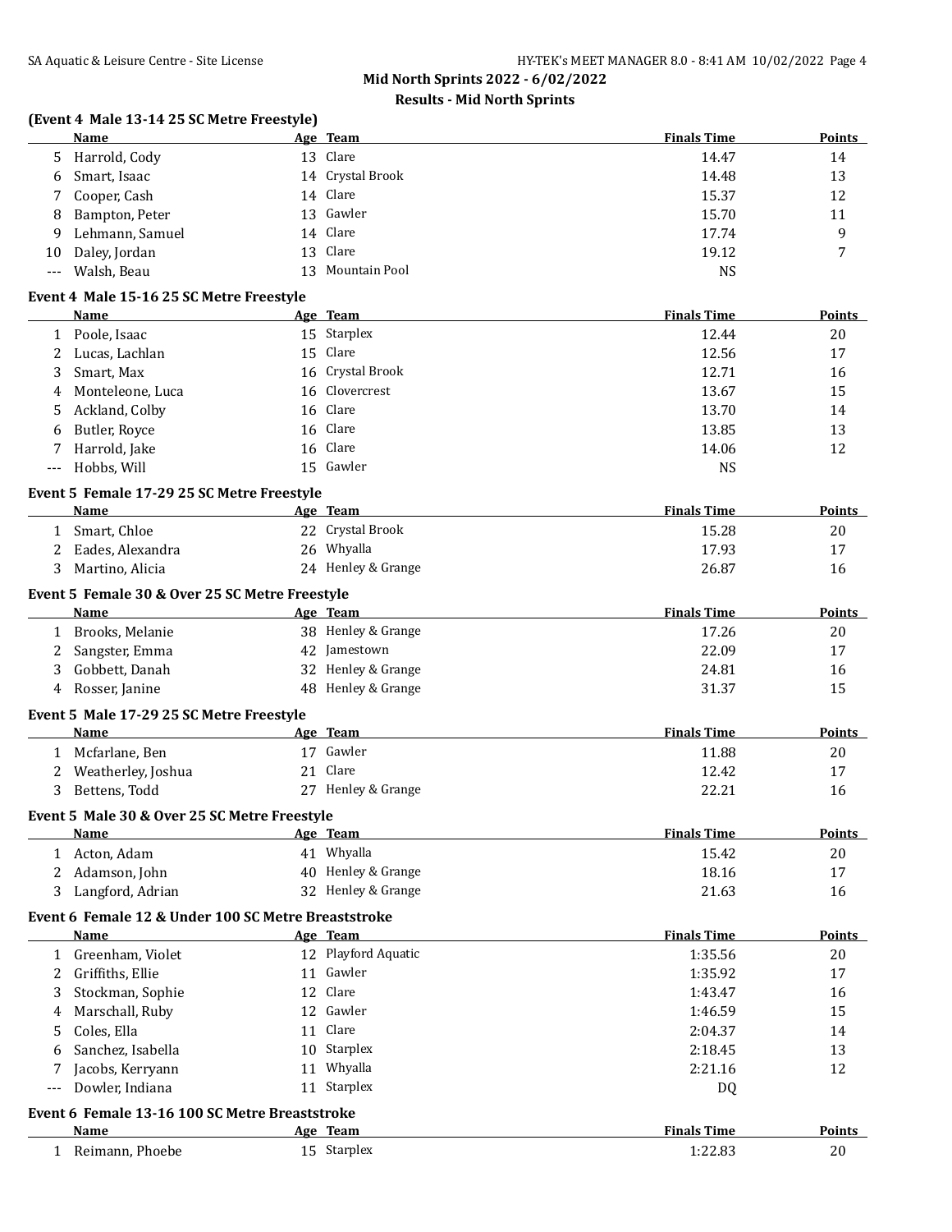## Mid North Sprints 2022 - 6/02/2022

### Results - Mid North Sprints

**(Event 4 Male 13-14 25 SC Metre Freestyle)**

| | Name | Age | Team | Finals Time | Points |
|---|---|---|---|---|---|
| 5 | Harrold, Cody | 13 | Clare | 14.47 | 14 |
| 6 | Smart, Isaac | 14 | Crystal Brook | 14.48 | 13 |
| 7 | Cooper, Cash | 14 | Clare | 15.37 | 12 |
| 8 | Bampton, Peter | 13 | Gawler | 15.70 | 11 |
| 9 | Lehmann, Samuel | 14 | Clare | 17.74 | 9 |
| 10 | Daley, Jordan | 13 | Clare | 19.12 | 7 |
| --- | Walsh, Beau | 13 | Mountain Pool | NS | |

**Event 4 Male 15-16 25 SC Metre Freestyle**

| | Name | Age | Team | Finals Time | Points |
|---|---|---|---|---|---|
| 1 | Poole, Isaac | 15 | Starplex | 12.44 | 20 |
| 2 | Lucas, Lachlan | 15 | Clare | 12.56 | 17 |
| 3 | Smart, Max | 16 | Crystal Brook | 12.71 | 16 |
| 4 | Monteleone, Luca | 16 | Clovercrest | 13.67 | 15 |
| 5 | Ackland, Colby | 16 | Clare | 13.70 | 14 |
| 6 | Butler, Royce | 16 | Clare | 13.85 | 13 |
| 7 | Harrold, Jake | 16 | Clare | 14.06 | 12 |
| --- | Hobbs, Will | 15 | Gawler | NS | |

**Event 5 Female 17-29 25 SC Metre Freestyle**

| | Name | Age | Team | Finals Time | Points |
|---|---|---|---|---|---|
| 1 | Smart, Chloe | 22 | Crystal Brook | 15.28 | 20 |
| 2 | Eades, Alexandra | 26 | Whyalla | 17.93 | 17 |
| 3 | Martino, Alicia | 24 | Henley & Grange | 26.87 | 16 |

**Event 5 Female 30 & Over 25 SC Metre Freestyle**

| | Name | Age | Team | Finals Time | Points |
|---|---|---|---|---|---|
| 1 | Brooks, Melanie | 38 | Henley & Grange | 17.26 | 20 |
| 2 | Sangster, Emma | 42 | Jamestown | 22.09 | 17 |
| 3 | Gobbett, Danah | 32 | Henley & Grange | 24.81 | 16 |
| 4 | Rosser, Janine | 48 | Henley & Grange | 31.37 | 15 |

**Event 5 Male 17-29 25 SC Metre Freestyle**

| | Name | Age | Team | Finals Time | Points |
|---|---|---|---|---|---|
| 1 | Mcfarlane, Ben | 17 | Gawler | 11.88 | 20 |
| 2 | Weatherley, Joshua | 21 | Clare | 12.42 | 17 |
| 3 | Bettens, Todd | 27 | Henley & Grange | 22.21 | 16 |

**Event 5 Male 30 & Over 25 SC Metre Freestyle**

| | Name | Age | Team | Finals Time | Points |
|---|---|---|---|---|---|
| 1 | Acton, Adam | 41 | Whyalla | 15.42 | 20 |
| 2 | Adamson, John | 40 | Henley & Grange | 18.16 | 17 |
| 3 | Langford, Adrian | 32 | Henley & Grange | 21.63 | 16 |

**Event 6 Female 12 & Under 100 SC Metre Breaststroke**

| | Name | Age | Team | Finals Time | Points |
|---|---|---|---|---|---|
| 1 | Greenham, Violet | 12 | Playford Aquatic | 1:35.56 | 20 |
| 2 | Griffiths, Ellie | 11 | Gawler | 1:35.92 | 17 |
| 3 | Stockman, Sophie | 12 | Clare | 1:43.47 | 16 |
| 4 | Marschall, Ruby | 12 | Gawler | 1:46.59 | 15 |
| 5 | Coles, Ella | 11 | Clare | 2:04.37 | 14 |
| 6 | Sanchez, Isabella | 10 | Starplex | 2:18.45 | 13 |
| 7 | Jacobs, Kerryann | 11 | Whyalla | 2:21.16 | 12 |
| --- | Dowler, Indiana | 11 | Starplex | DQ | |

**Event 6 Female 13-16 100 SC Metre Breaststroke**

| | Name | Age | Team | Finals Time | Points |
|---|---|---|---|---|---|
| 1 | Reimann, Phoebe | 15 | Starplex | 1:22.83 | 20 |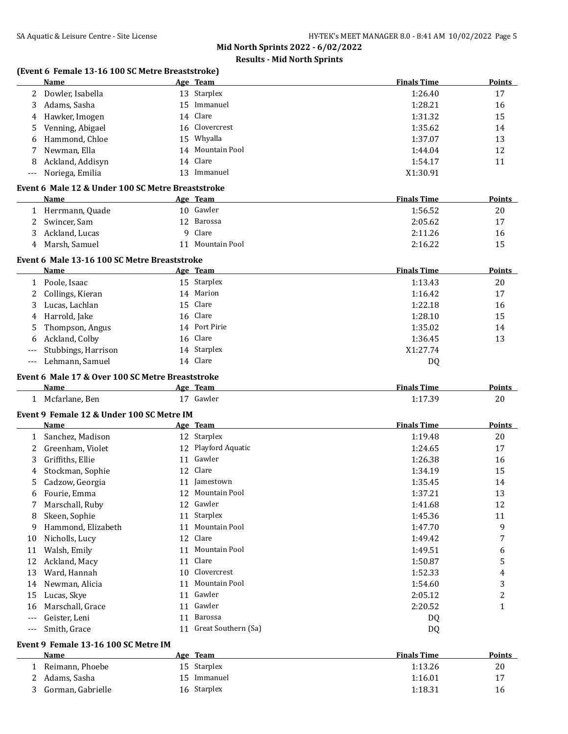## Mid North Sprints 2022 - 6/02/2022

### Results - Mid North Sprints

#### (Event 6 Female 13-16 100 SC Metre Breaststroke)

| | Name | Age | Team | Finals Time | Points |
|---|---|---|---|---|---|
| 2 | Dowler, Isabella | 13 | Starplex | 1:26.40 | 17 |
| 3 | Adams, Sasha | 15 | Immanuel | 1:28.21 | 16 |
| 4 | Hawker, Imogen | 14 | Clare | 1:31.32 | 15 |
| 5 | Venning, Abigael | 16 | Clovercrest | 1:35.62 | 14 |
| 6 | Hammond, Chloe | 15 | Whyalla | 1:37.07 | 13 |
| 7 | Newman, Ella | 14 | Mountain Pool | 1:44.04 | 12 |
| 8 | Ackland, Addisyn | 14 | Clare | 1:54.17 | 11 |
| --- | Noriega, Emilia | 13 | Immanuel | X1:30.91 | |

#### Event 6 Male 12 & Under 100 SC Metre Breaststroke

| | Name | Age | Team | Finals Time | Points |
|---|---|---|---|---|---|
| 1 | Herrmann, Quade | 10 | Gawler | 1:56.52 | 20 |
| 2 | Swincer, Sam | 12 | Barossa | 2:05.62 | 17 |
| 3 | Ackland, Lucas | 9 | Clare | 2:11.26 | 16 |
| 4 | Marsh, Samuel | 11 | Mountain Pool | 2:16.22 | 15 |

#### Event 6 Male 13-16 100 SC Metre Breaststroke

| | Name | Age | Team | Finals Time | Points |
|---|---|---|---|---|---|
| 1 | Poole, Isaac | 15 | Starplex | 1:13.43 | 20 |
| 2 | Collings, Kieran | 14 | Marion | 1:16.42 | 17 |
| 3 | Lucas, Lachlan | 15 | Clare | 1:22.18 | 16 |
| 4 | Harrold, Jake | 16 | Clare | 1:28.10 | 15 |
| 5 | Thompson, Angus | 14 | Port Pirie | 1:35.02 | 14 |
| 6 | Ackland, Colby | 16 | Clare | 1:36.45 | 13 |
| --- | Stubbings, Harrison | 14 | Starplex | X1:27.74 | |
| --- | Lehmann, Samuel | 14 | Clare | DQ | |

#### Event 6 Male 17 & Over 100 SC Metre Breaststroke

| | Name | Age | Team | Finals Time | Points |
|---|---|---|---|---|---|
| 1 | Mcfarlane, Ben | 17 | Gawler | 1:17.39 | 20 |

#### Event 9 Female 12 & Under 100 SC Metre IM

| | Name | Age | Team | Finals Time | Points |
|---|---|---|---|---|---|
| 1 | Sanchez, Madison | 12 | Starplex | 1:19.48 | 20 |
| 2 | Greenham, Violet | 12 | Playford Aquatic | 1:24.65 | 17 |
| 3 | Griffiths, Ellie | 11 | Gawler | 1:26.38 | 16 |
| 4 | Stockman, Sophie | 12 | Clare | 1:34.19 | 15 |
| 5 | Cadzow, Georgia | 11 | Jamestown | 1:35.45 | 14 |
| 6 | Fourie, Emma | 12 | Mountain Pool | 1:37.21 | 13 |
| 7 | Marschall, Ruby | 12 | Gawler | 1:41.68 | 12 |
| 8 | Skeen, Sophie | 11 | Starplex | 1:45.36 | 11 |
| 9 | Hammond, Elizabeth | 11 | Mountain Pool | 1:47.70 | 9 |
| 10 | Nicholls, Lucy | 12 | Clare | 1:49.42 | 7 |
| 11 | Walsh, Emily | 11 | Mountain Pool | 1:49.51 | 6 |
| 12 | Ackland, Macy | 11 | Clare | 1:50.87 | 5 |
| 13 | Ward, Hannah | 10 | Clovercrest | 1:52.33 | 4 |
| 14 | Newman, Alicia | 11 | Mountain Pool | 1:54.60 | 3 |
| 15 | Lucas, Skye | 11 | Gawler | 2:05.12 | 2 |
| 16 | Marschall, Grace | 11 | Gawler | 2:20.52 | 1 |
| --- | Geister, Leni | 11 | Barossa | DQ | |
| --- | Smith, Grace | 11 | Great Southern (Sa) | DQ | |

#### Event 9 Female 13-16 100 SC Metre IM

| | Name | Age | Team | Finals Time | Points |
|---|---|---|---|---|---|
| 1 | Reimann, Phoebe | 15 | Starplex | 1:13.26 | 20 |
| 2 | Adams, Sasha | 15 | Immanuel | 1:16.01 | 17 |
| 3 | Gorman, Gabrielle | 16 | Starplex | 1:18.31 | 16 |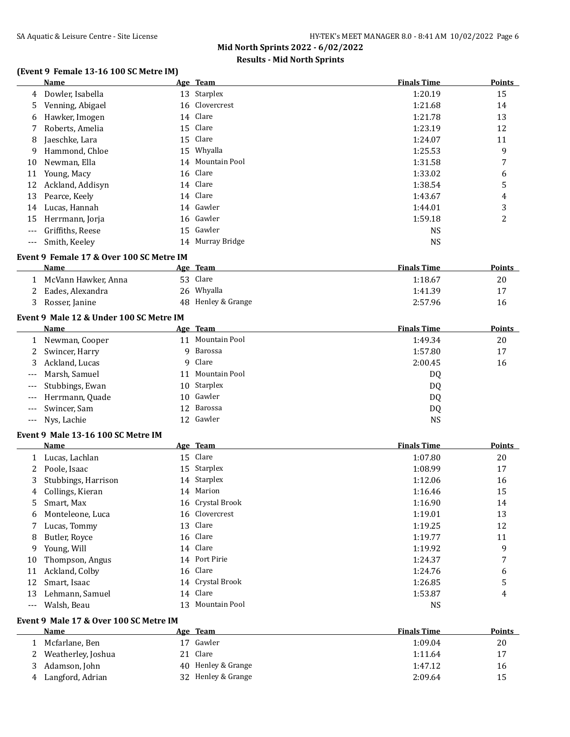## Mid North Sprints 2022 - 6/02/2022

### Results - Mid North Sprints

### (Event 9 Female 13-16 100 SC Metre IM)

| | Name | Age | Team | Finals Time | Points |
|---|---|---|---|---|---|
| 4 | Dowler, Isabella | 13 | Starplex | 1:20.19 | 15 |
| 5 | Venning, Abigael | 16 | Clovercrest | 1:21.68 | 14 |
| 6 | Hawker, Imogen | 14 | Clare | 1:21.78 | 13 |
| 7 | Roberts, Amelia | 15 | Clare | 1:23.19 | 12 |
| 8 | Jaeschke, Lara | 15 | Clare | 1:24.07 | 11 |
| 9 | Hammond, Chloe | 15 | Whyalla | 1:25.53 | 9 |
| 10 | Newman, Ella | 14 | Mountain Pool | 1:31.58 | 7 |
| 11 | Young, Macy | 16 | Clare | 1:33.02 | 6 |
| 12 | Ackland, Addisyn | 14 | Clare | 1:38.54 | 5 |
| 13 | Pearce, Keely | 14 | Clare | 1:43.67 | 4 |
| 14 | Lucas, Hannah | 14 | Gawler | 1:44.01 | 3 |
| 15 | Herrmann, Jorja | 16 | Gawler | 1:59.18 | 2 |
| --- | Griffiths, Reese | 15 | Gawler | NS | |
| --- | Smith, Keeley | 14 | Murray Bridge | NS | |

### Event 9 Female 17 & Over 100 SC Metre IM

| | Name | Age | Team | Finals Time | Points |
|---|---|---|---|---|---|
| 1 | McVann Hawker, Anna | 53 | Clare | 1:18.67 | 20 |
| 2 | Eades, Alexandra | 26 | Whyalla | 1:41.39 | 17 |
| 3 | Rosser, Janine | 48 | Henley & Grange | 2:57.96 | 16 |

### Event 9 Male 12 & Under 100 SC Metre IM

| | Name | Age | Team | Finals Time | Points |
|---|---|---|---|---|---|
| 1 | Newman, Cooper | 11 | Mountain Pool | 1:49.34 | 20 |
| 2 | Swincer, Harry | 9 | Barossa | 1:57.80 | 17 |
| 3 | Ackland, Lucas | 9 | Clare | 2:00.45 | 16 |
| --- | Marsh, Samuel | 11 | Mountain Pool | DQ | |
| --- | Stubbings, Ewan | 10 | Starplex | DQ | |
| --- | Herrmann, Quade | 10 | Gawler | DQ | |
| --- | Swincer, Sam | 12 | Barossa | DQ | |
| --- | Nys, Lachie | 12 | Gawler | NS | |

### Event 9 Male 13-16 100 SC Metre IM

| | Name | Age | Team | Finals Time | Points |
|---|---|---|---|---|---|
| 1 | Lucas, Lachlan | 15 | Clare | 1:07.80 | 20 |
| 2 | Poole, Isaac | 15 | Starplex | 1:08.99 | 17 |
| 3 | Stubbings, Harrison | 14 | Starplex | 1:12.06 | 16 |
| 4 | Collings, Kieran | 14 | Marion | 1:16.46 | 15 |
| 5 | Smart, Max | 16 | Crystal Brook | 1:16.90 | 14 |
| 6 | Monteleone, Luca | 16 | Clovercrest | 1:19.01 | 13 |
| 7 | Lucas, Tommy | 13 | Clare | 1:19.25 | 12 |
| 8 | Butler, Royce | 16 | Clare | 1:19.77 | 11 |
| 9 | Young, Will | 14 | Clare | 1:19.92 | 9 |
| 10 | Thompson, Angus | 14 | Port Pirie | 1:24.37 | 7 |
| 11 | Ackland, Colby | 16 | Clare | 1:24.76 | 6 |
| 12 | Smart, Isaac | 14 | Crystal Brook | 1:26.85 | 5 |
| 13 | Lehmann, Samuel | 14 | Clare | 1:53.87 | 4 |
| --- | Walsh, Beau | 13 | Mountain Pool | NS | |

### Event 9 Male 17 & Over 100 SC Metre IM

| | Name | Age | Team | Finals Time | Points |
|---|---|---|---|---|---|
| 1 | Mcfarlane, Ben | 17 | Gawler | 1:09.04 | 20 |
| 2 | Weatherley, Joshua | 21 | Clare | 1:11.64 | 17 |
| 3 | Adamson, John | 40 | Henley & Grange | 1:47.12 | 16 |
| 4 | Langford, Adrian | 32 | Henley & Grange | 2:09.64 | 15 |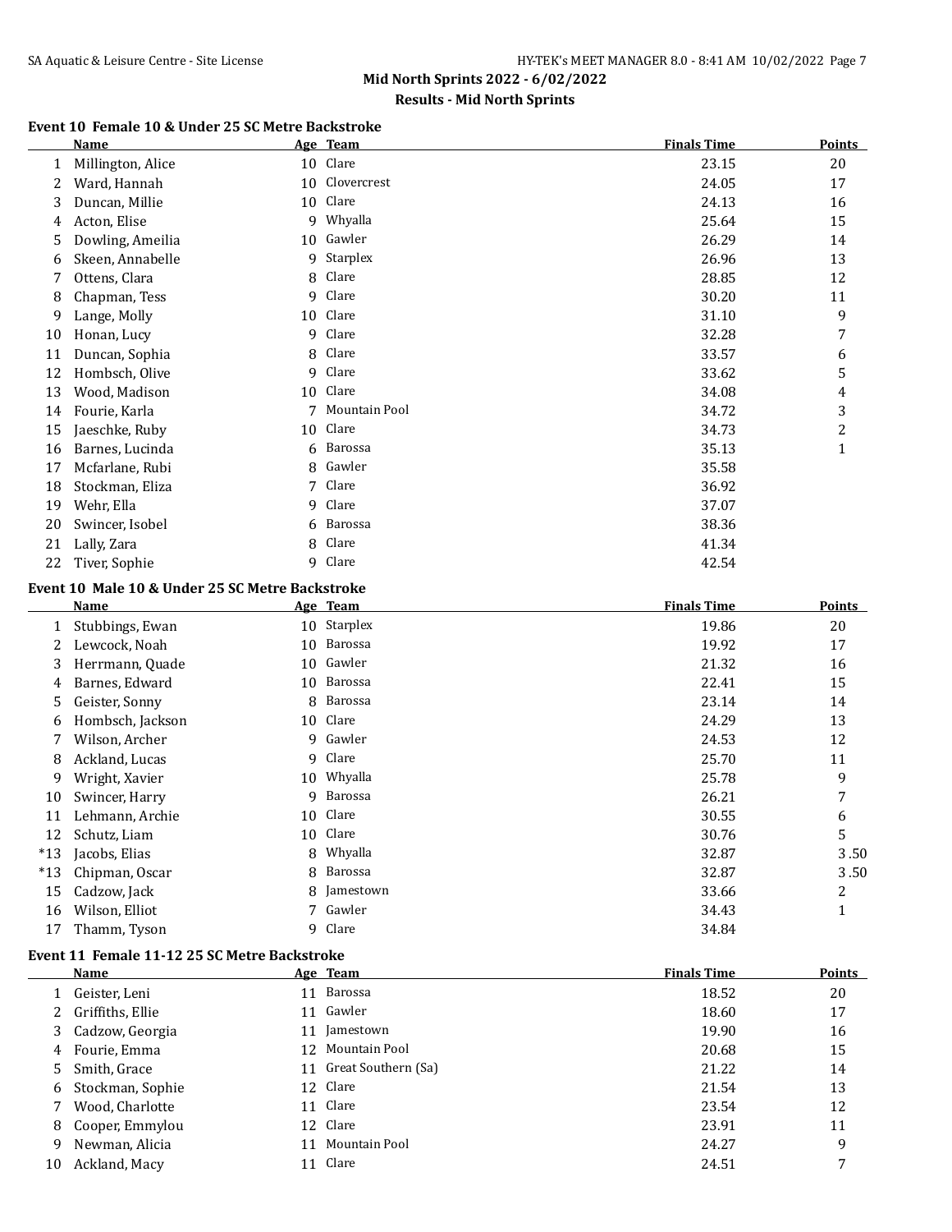**Mid North Sprints 2022 - 6/02/2022**

**Results - Mid North Sprints**

### Event 10 Female 10 & Under 25 SC Metre Backstroke

| | Name | Age | Team | Finals Time | Points |
|---|---|---|---|---|---|
| 1 | Millington, Alice | 10 | Clare | 23.15 | 20 |
| 2 | Ward, Hannah | 10 | Clovercrest | 24.05 | 17 |
| 3 | Duncan, Millie | 10 | Clare | 24.13 | 16 |
| 4 | Acton, Elise | 9 | Whyalla | 25.64 | 15 |
| 5 | Dowling, Ameilia | 10 | Gawler | 26.29 | 14 |
| 6 | Skeen, Annabelle | 9 | Starplex | 26.96 | 13 |
| 7 | Ottens, Clara | 8 | Clare | 28.85 | 12 |
| 8 | Chapman, Tess | 9 | Clare | 30.20 | 11 |
| 9 | Lange, Molly | 10 | Clare | 31.10 | 9 |
| 10 | Honan, Lucy | 9 | Clare | 32.28 | 7 |
| 11 | Duncan, Sophia | 8 | Clare | 33.57 | 6 |
| 12 | Hombsch, Olive | 9 | Clare | 33.62 | 5 |
| 13 | Wood, Madison | 10 | Clare | 34.08 | 4 |
| 14 | Fourie, Karla | 7 | Mountain Pool | 34.72 | 3 |
| 15 | Jaeschke, Ruby | 10 | Clare | 34.73 | 2 |
| 16 | Barnes, Lucinda | 6 | Barossa | 35.13 | 1 |
| 17 | Mcfarlane, Rubi | 8 | Gawler | 35.58 | |
| 18 | Stockman, Eliza | 7 | Clare | 36.92 | |
| 19 | Wehr, Ella | 9 | Clare | 37.07 | |
| 20 | Swincer, Isobel | 6 | Barossa | 38.36 | |
| 21 | Lally, Zara | 8 | Clare | 41.34 | |
| 22 | Tiver, Sophie | 9 | Clare | 42.54 | |

### Event 10 Male 10 & Under 25 SC Metre Backstroke

| | Name | Age | Team | Finals Time | Points |
|---|---|---|---|---|---|
| 1 | Stubbings, Ewan | 10 | Starplex | 19.86 | 20 |
| 2 | Lewcock, Noah | 10 | Barossa | 19.92 | 17 |
| 3 | Herrmann, Quade | 10 | Gawler | 21.32 | 16 |
| 4 | Barnes, Edward | 10 | Barossa | 22.41 | 15 |
| 5 | Geister, Sonny | 8 | Barossa | 23.14 | 14 |
| 6 | Hombsch, Jackson | 10 | Clare | 24.29 | 13 |
| 7 | Wilson, Archer | 9 | Gawler | 24.53 | 12 |
| 8 | Ackland, Lucas | 9 | Clare | 25.70 | 11 |
| 9 | Wright, Xavier | 10 | Whyalla | 25.78 | 9 |
| 10 | Swincer, Harry | 9 | Barossa | 26.21 | 7 |
| 11 | Lehmann, Archie | 10 | Clare | 30.55 | 6 |
| 12 | Schutz, Liam | 10 | Clare | 30.76 | 5 |
| *13 | Jacobs, Elias | 8 | Whyalla | 32.87 | 3.50 |
| *13 | Chipman, Oscar | 8 | Barossa | 32.87 | 3.50 |
| 15 | Cadzow, Jack | 8 | Jamestown | 33.66 | 2 |
| 16 | Wilson, Elliot | 7 | Gawler | 34.43 | 1 |
| 17 | Thamm, Tyson | 9 | Clare | 34.84 | |

### Event 11 Female 11-12 25 SC Metre Backstroke

| | Name | Age | Team | Finals Time | Points |
|---|---|---|---|---|---|
| 1 | Geister, Leni | 11 | Barossa | 18.52 | 20 |
| 2 | Griffiths, Ellie | 11 | Gawler | 18.60 | 17 |
| 3 | Cadzow, Georgia | 11 | Jamestown | 19.90 | 16 |
| 4 | Fourie, Emma | 12 | Mountain Pool | 20.68 | 15 |
| 5 | Smith, Grace | 11 | Great Southern (Sa) | 21.22 | 14 |
| 6 | Stockman, Sophie | 12 | Clare | 21.54 | 13 |
| 7 | Wood, Charlotte | 11 | Clare | 23.54 | 12 |
| 8 | Cooper, Emmylou | 12 | Clare | 23.91 | 11 |
| 9 | Newman, Alicia | 11 | Mountain Pool | 24.27 | 9 |
| 10 | Ackland, Macy | 11 | Clare | 24.51 | 7 |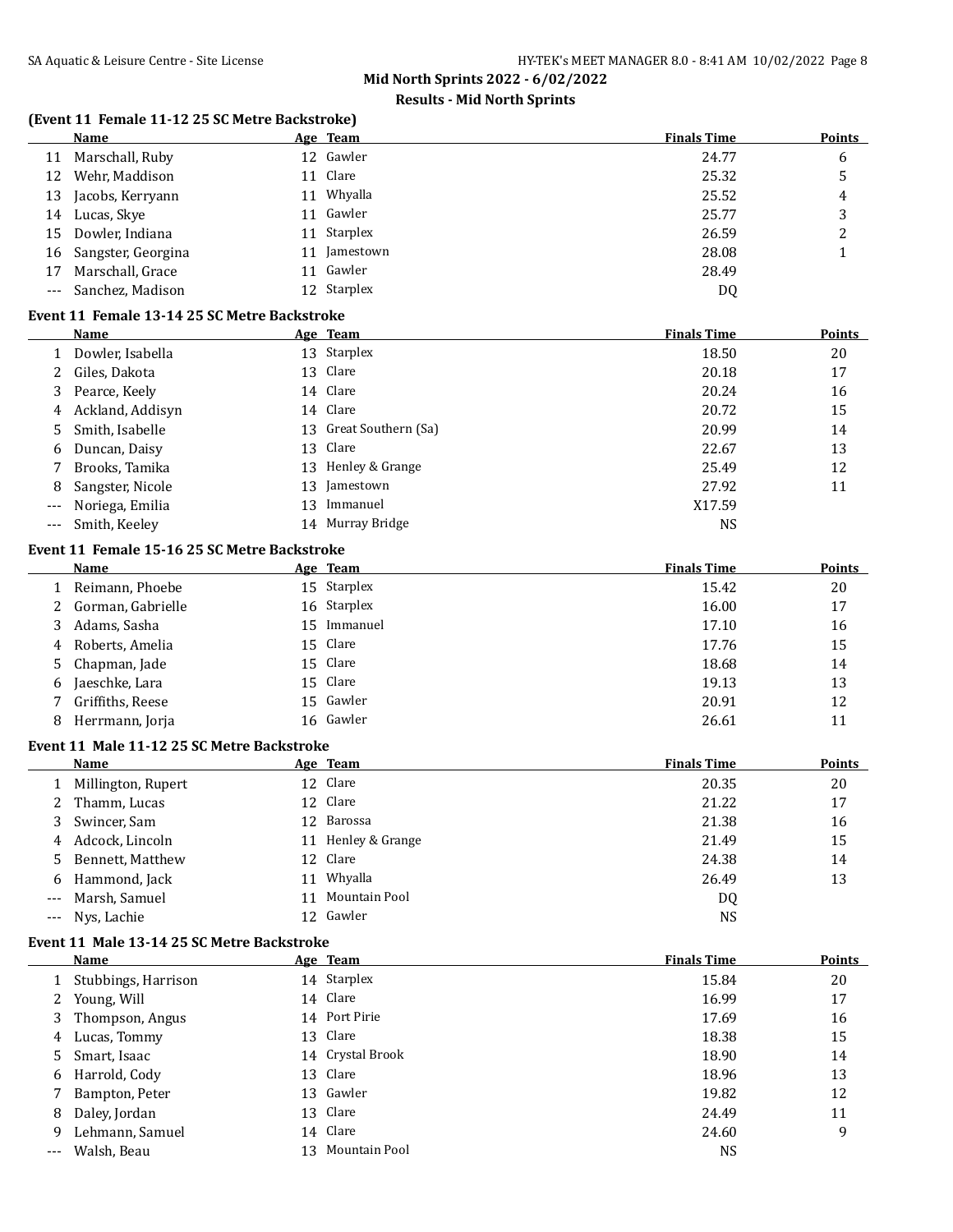## Mid North Sprints 2022 - 6/02/2022

### Results - Mid North Sprints

### (Event 11 Female 11-12 25 SC Metre Backstroke)

| | Name | Age | Team | Finals Time | Points |
|---|---|---|---|---|---|
| 11 | Marschall, Ruby | 12 | Gawler | 24.77 | 6 |
| 12 | Wehr, Maddison | 11 | Clare | 25.32 | 5 |
| 13 | Jacobs, Kerryann | 11 | Whyalla | 25.52 | 4 |
| 14 | Lucas, Skye | 11 | Gawler | 25.77 | 3 |
| 15 | Dowler, Indiana | 11 | Starplex | 26.59 | 2 |
| 16 | Sangster, Georgina | 11 | Jamestown | 28.08 | 1 |
| 17 | Marschall, Grace | 11 | Gawler | 28.49 | |
| --- | Sanchez, Madison | 12 | Starplex | DQ | |

### Event 11 Female 13-14 25 SC Metre Backstroke

| | Name | Age | Team | Finals Time | Points |
|---|---|---|---|---|---|
| 1 | Dowler, Isabella | 13 | Starplex | 18.50 | 20 |
| 2 | Giles, Dakota | 13 | Clare | 20.18 | 17 |
| 3 | Pearce, Keely | 14 | Clare | 20.24 | 16 |
| 4 | Ackland, Addisyn | 14 | Clare | 20.72 | 15 |
| 5 | Smith, Isabelle | 13 | Great Southern (Sa) | 20.99 | 14 |
| 6 | Duncan, Daisy | 13 | Clare | 22.67 | 13 |
| 7 | Brooks, Tamika | 13 | Henley & Grange | 25.49 | 12 |
| 8 | Sangster, Nicole | 13 | Jamestown | 27.92 | 11 |
| --- | Noriega, Emilia | 13 | Immanuel | X17.59 | |
| --- | Smith, Keeley | 14 | Murray Bridge | NS | |

### Event 11 Female 15-16 25 SC Metre Backstroke

| | Name | Age | Team | Finals Time | Points |
|---|---|---|---|---|---|
| 1 | Reimann, Phoebe | 15 | Starplex | 15.42 | 20 |
| 2 | Gorman, Gabrielle | 16 | Starplex | 16.00 | 17 |
| 3 | Adams, Sasha | 15 | Immanuel | 17.10 | 16 |
| 4 | Roberts, Amelia | 15 | Clare | 17.76 | 15 |
| 5 | Chapman, Jade | 15 | Clare | 18.68 | 14 |
| 6 | Jaeschke, Lara | 15 | Clare | 19.13 | 13 |
| 7 | Griffiths, Reese | 15 | Gawler | 20.91 | 12 |
| 8 | Herrmann, Jorja | 16 | Gawler | 26.61 | 11 |

### Event 11 Male 11-12 25 SC Metre Backstroke

| | Name | Age | Team | Finals Time | Points |
|---|---|---|---|---|---|
| 1 | Millington, Rupert | 12 | Clare | 20.35 | 20 |
| 2 | Thamm, Lucas | 12 | Clare | 21.22 | 17 |
| 3 | Swincer, Sam | 12 | Barossa | 21.38 | 16 |
| 4 | Adcock, Lincoln | 11 | Henley & Grange | 21.49 | 15 |
| 5 | Bennett, Matthew | 12 | Clare | 24.38 | 14 |
| 6 | Hammond, Jack | 11 | Whyalla | 26.49 | 13 |
| --- | Marsh, Samuel | 11 | Mountain Pool | DQ | |
| --- | Nys, Lachie | 12 | Gawler | NS | |

### Event 11 Male 13-14 25 SC Metre Backstroke

| | Name | Age | Team | Finals Time | Points |
|---|---|---|---|---|---|
| 1 | Stubbings, Harrison | 14 | Starplex | 15.84 | 20 |
| 2 | Young, Will | 14 | Clare | 16.99 | 17 |
| 3 | Thompson, Angus | 14 | Port Pirie | 17.69 | 16 |
| 4 | Lucas, Tommy | 13 | Clare | 18.38 | 15 |
| 5 | Smart, Isaac | 14 | Crystal Brook | 18.90 | 14 |
| 6 | Harrold, Cody | 13 | Clare | 18.96 | 13 |
| 7 | Bampton, Peter | 13 | Gawler | 19.82 | 12 |
| 8 | Daley, Jordan | 13 | Clare | 24.49 | 11 |
| 9 | Lehmann, Samuel | 14 | Clare | 24.60 | 9 |
| --- | Walsh, Beau | 13 | Mountain Pool | NS | |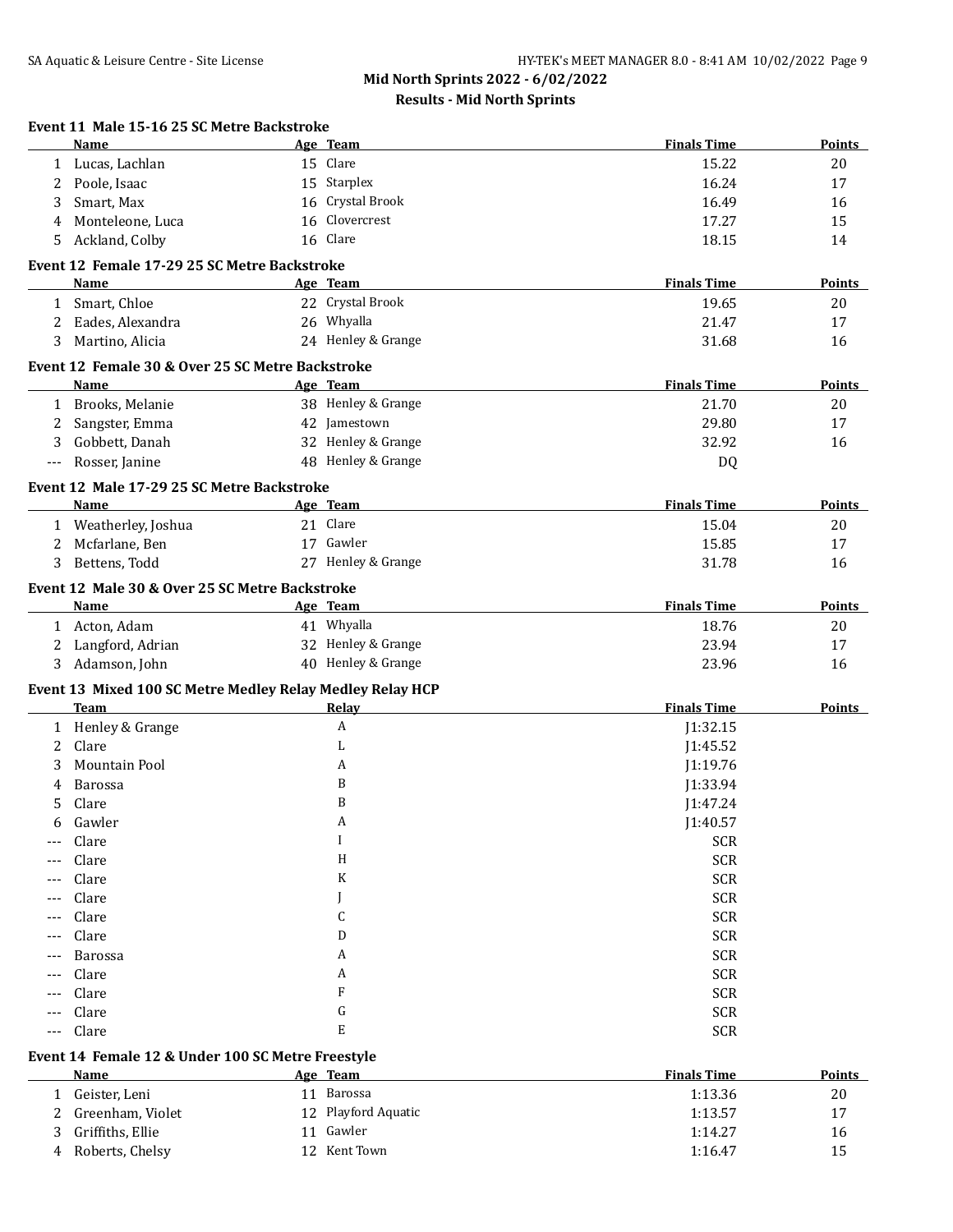## Mid North Sprints 2022 - 6/02/2022

### Results - Mid North Sprints

**Event 11 Male 15-16 25 SC Metre Backstroke**

| | Name | Age | Team | Finals Time | Points |
|---|---|---|---|---|---|
| 1 | Lucas, Lachlan | 15 | Clare | 15.22 | 20 |
| 2 | Poole, Isaac | 15 | Starplex | 16.24 | 17 |
| 3 | Smart, Max | 16 | Crystal Brook | 16.49 | 16 |
| 4 | Monteleone, Luca | 16 | Clovercrest | 17.27 | 15 |
| 5 | Ackland, Colby | 16 | Clare | 18.15 | 14 |

**Event 12 Female 17-29 25 SC Metre Backstroke**

| | Name | Age | Team | Finals Time | Points |
|---|---|---|---|---|---|
| 1 | Smart, Chloe | 22 | Crystal Brook | 19.65 | 20 |
| 2 | Eades, Alexandra | 26 | Whyalla | 21.47 | 17 |
| 3 | Martino, Alicia | 24 | Henley & Grange | 31.68 | 16 |

**Event 12 Female 30 & Over 25 SC Metre Backstroke**

| | Name | Age | Team | Finals Time | Points |
|---|---|---|---|---|---|
| 1 | Brooks, Melanie | 38 | Henley & Grange | 21.70 | 20 |
| 2 | Sangster, Emma | 42 | Jamestown | 29.80 | 17 |
| 3 | Gobbett, Danah | 32 | Henley & Grange | 32.92 | 16 |
| --- | Rosser, Janine | 48 | Henley & Grange | DQ | |

**Event 12 Male 17-29 25 SC Metre Backstroke**

| | Name | Age | Team | Finals Time | Points |
|---|---|---|---|---|---|
| 1 | Weatherley, Joshua | 21 | Clare | 15.04 | 20 |
| 2 | Mcfarlane, Ben | 17 | Gawler | 15.85 | 17 |
| 3 | Bettens, Todd | 27 | Henley & Grange | 31.78 | 16 |

**Event 12 Male 30 & Over 25 SC Metre Backstroke**

| | Name | Age | Team | Finals Time | Points |
|---|---|---|---|---|---|
| 1 | Acton, Adam | 41 | Whyalla | 18.76 | 20 |
| 2 | Langford, Adrian | 32 | Henley & Grange | 23.94 | 17 |
| 3 | Adamson, John | 40 | Henley & Grange | 23.96 | 16 |

**Event 13 Mixed 100 SC Metre Medley Relay Medley Relay HCP**

| | Team | Relay | Finals Time | Points |
|---|---|---|---|---|
| 1 | Henley & Grange | A | J1:32.15 | |
| 2 | Clare | L | J1:45.52 | |
| 3 | Mountain Pool | A | J1:19.76 | |
| 4 | Barossa | B | J1:33.94 | |
| 5 | Clare | B | J1:47.24 | |
| 6 | Gawler | A | J1:40.57 | |
| --- | Clare | I | SCR | |
| --- | Clare | H | SCR | |
| --- | Clare | K | SCR | |
| --- | Clare | J | SCR | |
| --- | Clare | C | SCR | |
| --- | Clare | D | SCR | |
| --- | Barossa | A | SCR | |
| --- | Clare | A | SCR | |
| --- | Clare | F | SCR | |
| --- | Clare | G | SCR | |
| --- | Clare | E | SCR | |

**Event 14 Female 12 & Under 100 SC Metre Freestyle**

| | Name | Age | Team | Finals Time | Points |
|---|---|---|---|---|---|
| 1 | Geister, Leni | 11 | Barossa | 1:13.36 | 20 |
| 2 | Greenham, Violet | 12 | Playford Aquatic | 1:13.57 | 17 |
| 3 | Griffiths, Ellie | 11 | Gawler | 1:14.27 | 16 |
| 4 | Roberts, Chelsy | 12 | Kent Town | 1:16.47 | 15 |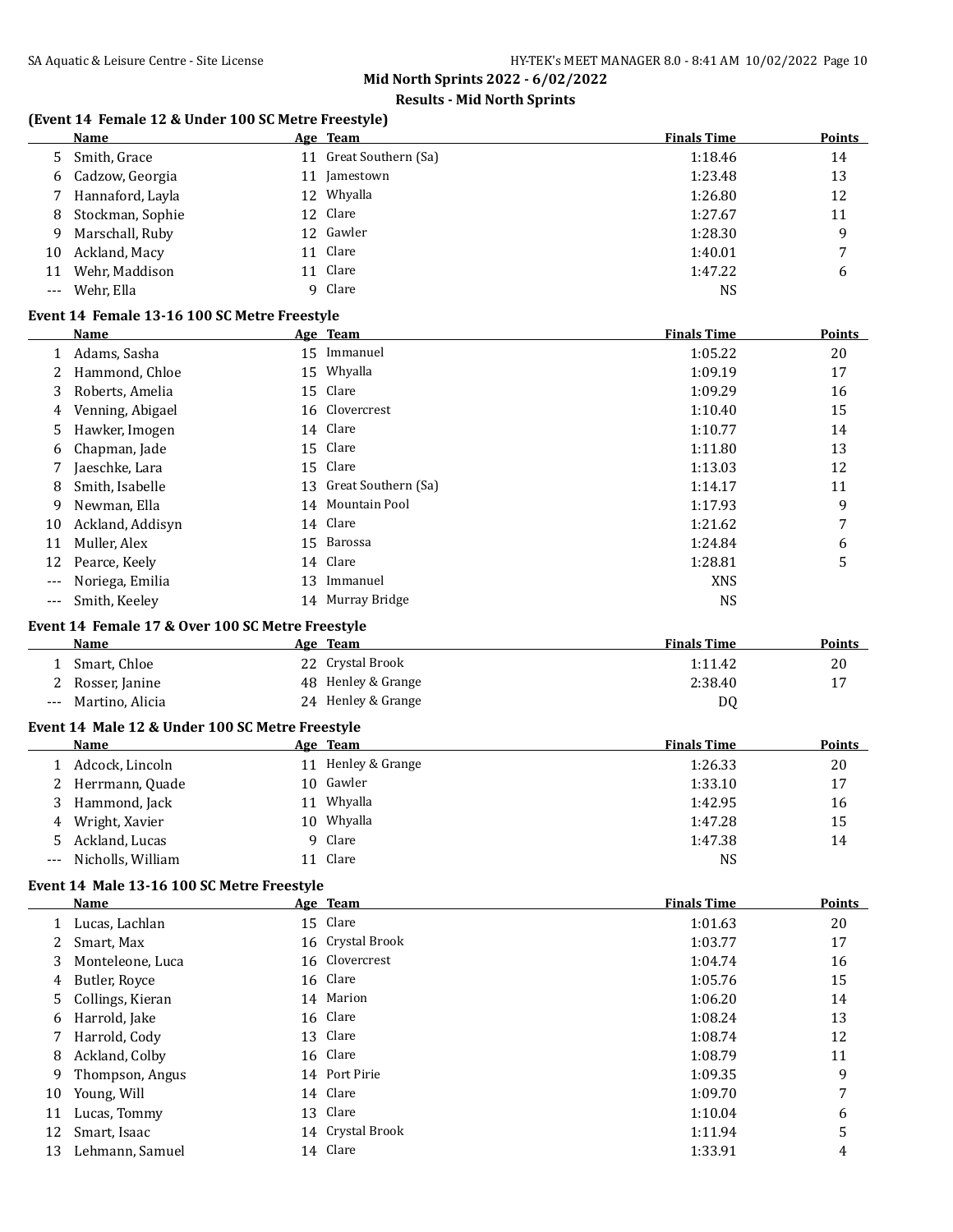## Mid North Sprints 2022 - 6/02/2022

### Results - Mid North Sprints

### (Event 14 Female 12 & Under 100 SC Metre Freestyle)

| | Name | Age | Team | Finals Time | Points |
|---|---|---|---|---|---|
| 5 | Smith, Grace | 11 | Great Southern (Sa) | 1:18.46 | 14 |
| 6 | Cadzow, Georgia | 11 | Jamestown | 1:23.48 | 13 |
| 7 | Hannaford, Layla | 12 | Whyalla | 1:26.80 | 12 |
| 8 | Stockman, Sophie | 12 | Clare | 1:27.67 | 11 |
| 9 | Marschall, Ruby | 12 | Gawler | 1:28.30 | 9 |
| 10 | Ackland, Macy | 11 | Clare | 1:40.01 | 7 |
| 11 | Wehr, Maddison | 11 | Clare | 1:47.22 | 6 |
| --- | Wehr, Ella | 9 | Clare | NS | |

### Event 14 Female 13-16 100 SC Metre Freestyle

| | Name | Age | Team | Finals Time | Points |
|---|---|---|---|---|---|
| 1 | Adams, Sasha | 15 | Immanuel | 1:05.22 | 20 |
| 2 | Hammond, Chloe | 15 | Whyalla | 1:09.19 | 17 |
| 3 | Roberts, Amelia | 15 | Clare | 1:09.29 | 16 |
| 4 | Venning, Abigael | 16 | Clovercrest | 1:10.40 | 15 |
| 5 | Hawker, Imogen | 14 | Clare | 1:10.77 | 14 |
| 6 | Chapman, Jade | 15 | Clare | 1:11.80 | 13 |
| 7 | Jaeschke, Lara | 15 | Clare | 1:13.03 | 12 |
| 8 | Smith, Isabelle | 13 | Great Southern (Sa) | 1:14.17 | 11 |
| 9 | Newman, Ella | 14 | Mountain Pool | 1:17.93 | 9 |
| 10 | Ackland, Addisyn | 14 | Clare | 1:21.62 | 7 |
| 11 | Muller, Alex | 15 | Barossa | 1:24.84 | 6 |
| 12 | Pearce, Keely | 14 | Clare | 1:28.81 | 5 |
| --- | Noriega, Emilia | 13 | Immanuel | XNS | |
| --- | Smith, Keeley | 14 | Murray Bridge | NS | |

### Event 14 Female 17 & Over 100 SC Metre Freestyle

| | Name | Age | Team | Finals Time | Points |
|---|---|---|---|---|---|
| 1 | Smart, Chloe | 22 | Crystal Brook | 1:11.42 | 20 |
| 2 | Rosser, Janine | 48 | Henley & Grange | 2:38.40 | 17 |
| --- | Martino, Alicia | 24 | Henley & Grange | DQ | |

### Event 14 Male 12 & Under 100 SC Metre Freestyle

| | Name | Age | Team | Finals Time | Points |
|---|---|---|---|---|---|
| 1 | Adcock, Lincoln | 11 | Henley & Grange | 1:26.33 | 20 |
| 2 | Herrmann, Quade | 10 | Gawler | 1:33.10 | 17 |
| 3 | Hammond, Jack | 11 | Whyalla | 1:42.95 | 16 |
| 4 | Wright, Xavier | 10 | Whyalla | 1:47.28 | 15 |
| 5 | Ackland, Lucas | 9 | Clare | 1:47.38 | 14 |
| --- | Nicholls, William | 11 | Clare | NS | |

### Event 14 Male 13-16 100 SC Metre Freestyle

| | Name | Age | Team | Finals Time | Points |
|---|---|---|---|---|---|
| 1 | Lucas, Lachlan | 15 | Clare | 1:01.63 | 20 |
| 2 | Smart, Max | 16 | Crystal Brook | 1:03.77 | 17 |
| 3 | Monteleone, Luca | 16 | Clovercrest | 1:04.74 | 16 |
| 4 | Butler, Royce | 16 | Clare | 1:05.76 | 15 |
| 5 | Collings, Kieran | 14 | Marion | 1:06.20 | 14 |
| 6 | Harrold, Jake | 16 | Clare | 1:08.24 | 13 |
| 7 | Harrold, Cody | 13 | Clare | 1:08.74 | 12 |
| 8 | Ackland, Colby | 16 | Clare | 1:08.79 | 11 |
| 9 | Thompson, Angus | 14 | Port Pirie | 1:09.35 | 9 |
| 10 | Young, Will | 14 | Clare | 1:09.70 | 7 |
| 11 | Lucas, Tommy | 13 | Clare | 1:10.04 | 6 |
| 12 | Smart, Isaac | 14 | Crystal Brook | 1:11.94 | 5 |
| 13 | Lehmann, Samuel | 14 | Clare | 1:33.91 | 4 |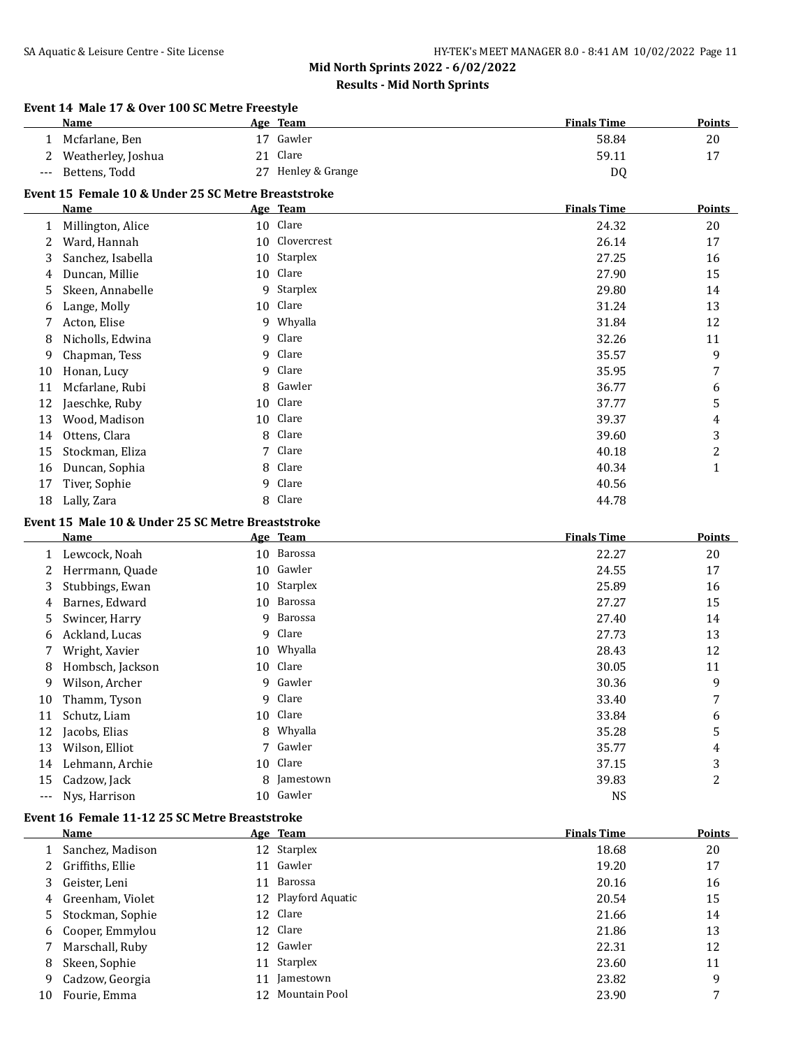## Mid North Sprints 2022 - 6/02/2022

### Results - Mid North Sprints

#### Event 14 Male 17 & Over 100 SC Metre Freestyle

| | Name | Age | Team | Finals Time | Points |
|---|---|---|---|---|---|
| 1 | Mcfarlane, Ben | 17 | Gawler | 58.84 | 20 |
| 2 | Weatherley, Joshua | 21 | Clare | 59.11 | 17 |
| --- | Bettens, Todd | 27 | Henley & Grange | DQ | |

#### Event 15 Female 10 & Under 25 SC Metre Breaststroke

| | Name | Age | Team | Finals Time | Points |
|---|---|---|---|---|---|
| 1 | Millington, Alice | 10 | Clare | 24.32 | 20 |
| 2 | Ward, Hannah | 10 | Clovercrest | 26.14 | 17 |
| 3 | Sanchez, Isabella | 10 | Starplex | 27.25 | 16 |
| 4 | Duncan, Millie | 10 | Clare | 27.90 | 15 |
| 5 | Skeen, Annabelle | 9 | Starplex | 29.80 | 14 |
| 6 | Lange, Molly | 10 | Clare | 31.24 | 13 |
| 7 | Acton, Elise | 9 | Whyalla | 31.84 | 12 |
| 8 | Nicholls, Edwina | 9 | Clare | 32.26 | 11 |
| 9 | Chapman, Tess | 9 | Clare | 35.57 | 9 |
| 10 | Honan, Lucy | 9 | Clare | 35.95 | 7 |
| 11 | Mcfarlane, Rubi | 8 | Gawler | 36.77 | 6 |
| 12 | Jaeschke, Ruby | 10 | Clare | 37.77 | 5 |
| 13 | Wood, Madison | 10 | Clare | 39.37 | 4 |
| 14 | Ottens, Clara | 8 | Clare | 39.60 | 3 |
| 15 | Stockman, Eliza | 7 | Clare | 40.18 | 2 |
| 16 | Duncan, Sophia | 8 | Clare | 40.34 | 1 |
| 17 | Tiver, Sophie | 9 | Clare | 40.56 | |
| 18 | Lally, Zara | 8 | Clare | 44.78 | |

#### Event 15 Male 10 & Under 25 SC Metre Breaststroke

| | Name | Age | Team | Finals Time | Points |
|---|---|---|---|---|---|
| 1 | Lewcock, Noah | 10 | Barossa | 22.27 | 20 |
| 2 | Herrmann, Quade | 10 | Gawler | 24.55 | 17 |
| 3 | Stubbings, Ewan | 10 | Starplex | 25.89 | 16 |
| 4 | Barnes, Edward | 10 | Barossa | 27.27 | 15 |
| 5 | Swincer, Harry | 9 | Barossa | 27.40 | 14 |
| 6 | Ackland, Lucas | 9 | Clare | 27.73 | 13 |
| 7 | Wright, Xavier | 10 | Whyalla | 28.43 | 12 |
| 8 | Hombsch, Jackson | 10 | Clare | 30.05 | 11 |
| 9 | Wilson, Archer | 9 | Gawler | 30.36 | 9 |
| 10 | Thamm, Tyson | 9 | Clare | 33.40 | 7 |
| 11 | Schutz, Liam | 10 | Clare | 33.84 | 6 |
| 12 | Jacobs, Elias | 8 | Whyalla | 35.28 | 5 |
| 13 | Wilson, Elliot | 7 | Gawler | 35.77 | 4 |
| 14 | Lehmann, Archie | 10 | Clare | 37.15 | 3 |
| 15 | Cadzow, Jack | 8 | Jamestown | 39.83 | 2 |
| --- | Nys, Harrison | 10 | Gawler | NS | |

#### Event 16 Female 11-12 25 SC Metre Breaststroke

| | Name | Age | Team | Finals Time | Points |
|---|---|---|---|---|---|
| 1 | Sanchez, Madison | 12 | Starplex | 18.68 | 20 |
| 2 | Griffiths, Ellie | 11 | Gawler | 19.20 | 17 |
| 3 | Geister, Leni | 11 | Barossa | 20.16 | 16 |
| 4 | Greenham, Violet | 12 | Playford Aquatic | 20.54 | 15 |
| 5 | Stockman, Sophie | 12 | Clare | 21.66 | 14 |
| 6 | Cooper, Emmylou | 12 | Clare | 21.86 | 13 |
| 7 | Marschall, Ruby | 12 | Gawler | 22.31 | 12 |
| 8 | Skeen, Sophie | 11 | Starplex | 23.60 | 11 |
| 9 | Cadzow, Georgia | 11 | Jamestown | 23.82 | 9 |
| 10 | Fourie, Emma | 12 | Mountain Pool | 23.90 | 7 |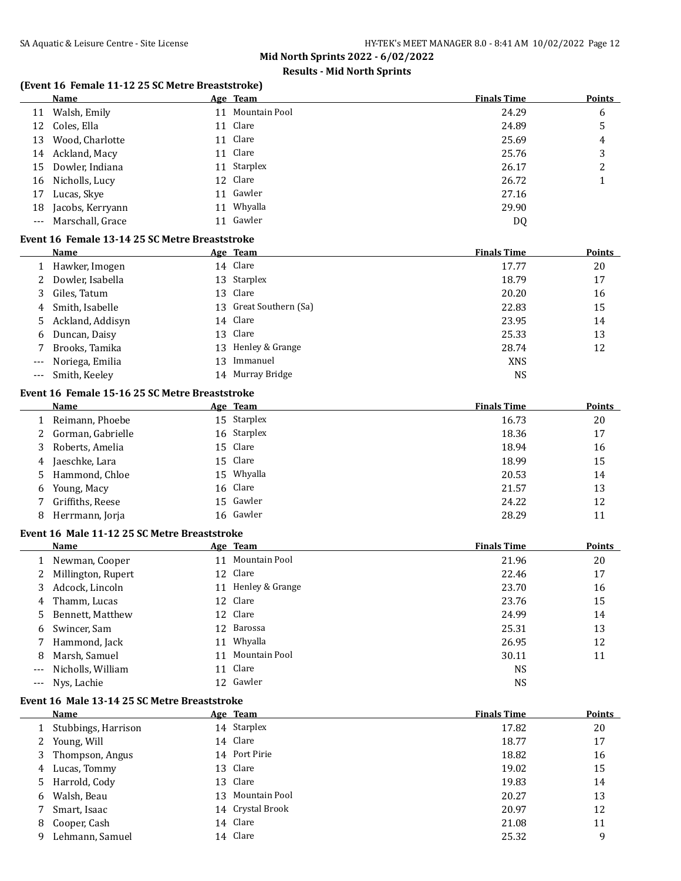## Mid North Sprints 2022 - 6/02/2022

### Results - Mid North Sprints

#### (Event 16 Female 11-12 25 SC Metre Breaststroke)

| | Name | Age | Team | Finals Time | Points |
|---|---|---|---|---|---|
| 11 | Walsh, Emily | 11 | Mountain Pool | 24.29 | 6 |
| 12 | Coles, Ella | 11 | Clare | 24.89 | 5 |
| 13 | Wood, Charlotte | 11 | Clare | 25.69 | 4 |
| 14 | Ackland, Macy | 11 | Clare | 25.76 | 3 |
| 15 | Dowler, Indiana | 11 | Starplex | 26.17 | 2 |
| 16 | Nicholls, Lucy | 12 | Clare | 26.72 | 1 |
| 17 | Lucas, Skye | 11 | Gawler | 27.16 | |
| 18 | Jacobs, Kerryann | 11 | Whyalla | 29.90 | |
| --- | Marschall, Grace | 11 | Gawler | DQ | |

#### Event 16 Female 13-14 25 SC Metre Breaststroke

| | Name | Age | Team | Finals Time | Points |
|---|---|---|---|---|---|
| 1 | Hawker, Imogen | 14 | Clare | 17.77 | 20 |
| 2 | Dowler, Isabella | 13 | Starplex | 18.79 | 17 |
| 3 | Giles, Tatum | 13 | Clare | 20.20 | 16 |
| 4 | Smith, Isabelle | 13 | Great Southern (Sa) | 22.83 | 15 |
| 5 | Ackland, Addisyn | 14 | Clare | 23.95 | 14 |
| 6 | Duncan, Daisy | 13 | Clare | 25.33 | 13 |
| 7 | Brooks, Tamika | 13 | Henley & Grange | 28.74 | 12 |
| --- | Noriega, Emilia | 13 | Immanuel | XNS | |
| --- | Smith, Keeley | 14 | Murray Bridge | NS | |

#### Event 16 Female 15-16 25 SC Metre Breaststroke

| | Name | Age | Team | Finals Time | Points |
|---|---|---|---|---|---|
| 1 | Reimann, Phoebe | 15 | Starplex | 16.73 | 20 |
| 2 | Gorman, Gabrielle | 16 | Starplex | 18.36 | 17 |
| 3 | Roberts, Amelia | 15 | Clare | 18.94 | 16 |
| 4 | Jaeschke, Lara | 15 | Clare | 18.99 | 15 |
| 5 | Hammond, Chloe | 15 | Whyalla | 20.53 | 14 |
| 6 | Young, Macy | 16 | Clare | 21.57 | 13 |
| 7 | Griffiths, Reese | 15 | Gawler | 24.22 | 12 |
| 8 | Herrmann, Jorja | 16 | Gawler | 28.29 | 11 |

#### Event 16 Male 11-12 25 SC Metre Breaststroke

| | Name | Age | Team | Finals Time | Points |
|---|---|---|---|---|---|
| 1 | Newman, Cooper | 11 | Mountain Pool | 21.96 | 20 |
| 2 | Millington, Rupert | 12 | Clare | 22.46 | 17 |
| 3 | Adcock, Lincoln | 11 | Henley & Grange | 23.70 | 16 |
| 4 | Thamm, Lucas | 12 | Clare | 23.76 | 15 |
| 5 | Bennett, Matthew | 12 | Clare | 24.99 | 14 |
| 6 | Swincer, Sam | 12 | Barossa | 25.31 | 13 |
| 7 | Hammond, Jack | 11 | Whyalla | 26.95 | 12 |
| 8 | Marsh, Samuel | 11 | Mountain Pool | 30.11 | 11 |
| --- | Nicholls, William | 11 | Clare | NS | |
| --- | Nys, Lachie | 12 | Gawler | NS | |

#### Event 16 Male 13-14 25 SC Metre Breaststroke

| | Name | Age | Team | Finals Time | Points |
|---|---|---|---|---|---|
| 1 | Stubbings, Harrison | 14 | Starplex | 17.82 | 20 |
| 2 | Young, Will | 14 | Clare | 18.77 | 17 |
| 3 | Thompson, Angus | 14 | Port Pirie | 18.82 | 16 |
| 4 | Lucas, Tommy | 13 | Clare | 19.02 | 15 |
| 5 | Harrold, Cody | 13 | Clare | 19.83 | 14 |
| 6 | Walsh, Beau | 13 | Mountain Pool | 20.27 | 13 |
| 7 | Smart, Isaac | 14 | Crystal Brook | 20.97 | 12 |
| 8 | Cooper, Cash | 14 | Clare | 21.08 | 11 |
| 9 | Lehmann, Samuel | 14 | Clare | 25.32 | 9 |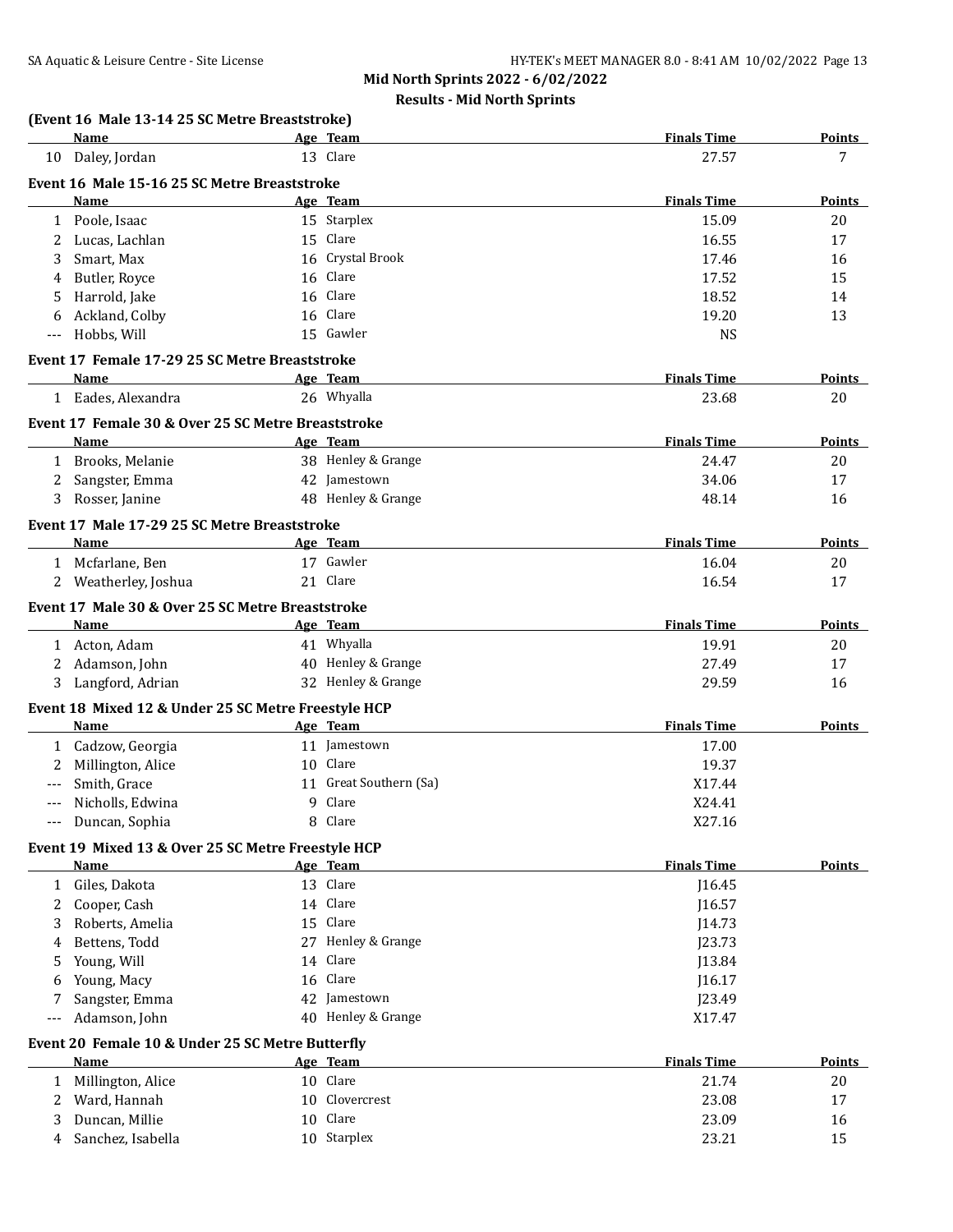**Mid North Sprints 2022 - 6/02/2022**

**Results - Mid North Sprints**

### (Event 16 Male 13-14 25 SC Metre Breaststroke)

| | Name | Age | Team | Finals Time | Points |
|---|---|---|---|---|---|
| 10 | Daley, Jordan | 13 | Clare | 27.57 | 7 |

### Event 16 Male 15-16 25 SC Metre Breaststroke

| | Name | Age | Team | Finals Time | Points |
|---|---|---|---|---|---|
| 1 | Poole, Isaac | 15 | Starplex | 15.09 | 20 |
| 2 | Lucas, Lachlan | 15 | Clare | 16.55 | 17 |
| 3 | Smart, Max | 16 | Crystal Brook | 17.46 | 16 |
| 4 | Butler, Royce | 16 | Clare | 17.52 | 15 |
| 5 | Harrold, Jake | 16 | Clare | 18.52 | 14 |
| 6 | Ackland, Colby | 16 | Clare | 19.20 | 13 |
| --- | Hobbs, Will | 15 | Gawler | NS | |

### Event 17 Female 17-29 25 SC Metre Breaststroke

| | Name | Age | Team | Finals Time | Points |
|---|---|---|---|---|---|
| 1 | Eades, Alexandra | 26 | Whyalla | 23.68 | 20 |

### Event 17 Female 30 & Over 25 SC Metre Breaststroke

| | Name | Age | Team | Finals Time | Points |
|---|---|---|---|---|---|
| 1 | Brooks, Melanie | 38 | Henley & Grange | 24.47 | 20 |
| 2 | Sangster, Emma | 42 | Jamestown | 34.06 | 17 |
| 3 | Rosser, Janine | 48 | Henley & Grange | 48.14 | 16 |

### Event 17 Male 17-29 25 SC Metre Breaststroke

| | Name | Age | Team | Finals Time | Points |
|---|---|---|---|---|---|
| 1 | Mcfarlane, Ben | 17 | Gawler | 16.04 | 20 |
| 2 | Weatherley, Joshua | 21 | Clare | 16.54 | 17 |

### Event 17 Male 30 & Over 25 SC Metre Breaststroke

| | Name | Age | Team | Finals Time | Points |
|---|---|---|---|---|---|
| 1 | Acton, Adam | 41 | Whyalla | 19.91 | 20 |
| 2 | Adamson, John | 40 | Henley & Grange | 27.49 | 17 |
| 3 | Langford, Adrian | 32 | Henley & Grange | 29.59 | 16 |

### Event 18 Mixed 12 & Under 25 SC Metre Freestyle HCP

| | Name | Age | Team | Finals Time | Points |
|---|---|---|---|---|---|
| 1 | Cadzow, Georgia | 11 | Jamestown | 17.00 | |
| 2 | Millington, Alice | 10 | Clare | 19.37 | |
| --- | Smith, Grace | 11 | Great Southern (Sa) | X17.44 | |
| --- | Nicholls, Edwina | 9 | Clare | X24.41 | |
| --- | Duncan, Sophia | 8 | Clare | X27.16 | |

### Event 19 Mixed 13 & Over 25 SC Metre Freestyle HCP

| | Name | Age | Team | Finals Time | Points |
|---|---|---|---|---|---|
| 1 | Giles, Dakota | 13 | Clare | J16.45 | |
| 2 | Cooper, Cash | 14 | Clare | J16.57 | |
| 3 | Roberts, Amelia | 15 | Clare | J14.73 | |
| 4 | Bettens, Todd | 27 | Henley & Grange | J23.73 | |
| 5 | Young, Will | 14 | Clare | J13.84 | |
| 6 | Young, Macy | 16 | Clare | J16.17 | |
| 7 | Sangster, Emma | 42 | Jamestown | J23.49 | |
| --- | Adamson, John | 40 | Henley & Grange | X17.47 | |

### Event 20 Female 10 & Under 25 SC Metre Butterfly

| | Name | Age | Team | Finals Time | Points |
|---|---|---|---|---|---|
| 1 | Millington, Alice | 10 | Clare | 21.74 | 20 |
| 2 | Ward, Hannah | 10 | Clovercrest | 23.08 | 17 |
| 3 | Duncan, Millie | 10 | Clare | 23.09 | 16 |
| 4 | Sanchez, Isabella | 10 | Starplex | 23.21 | 15 |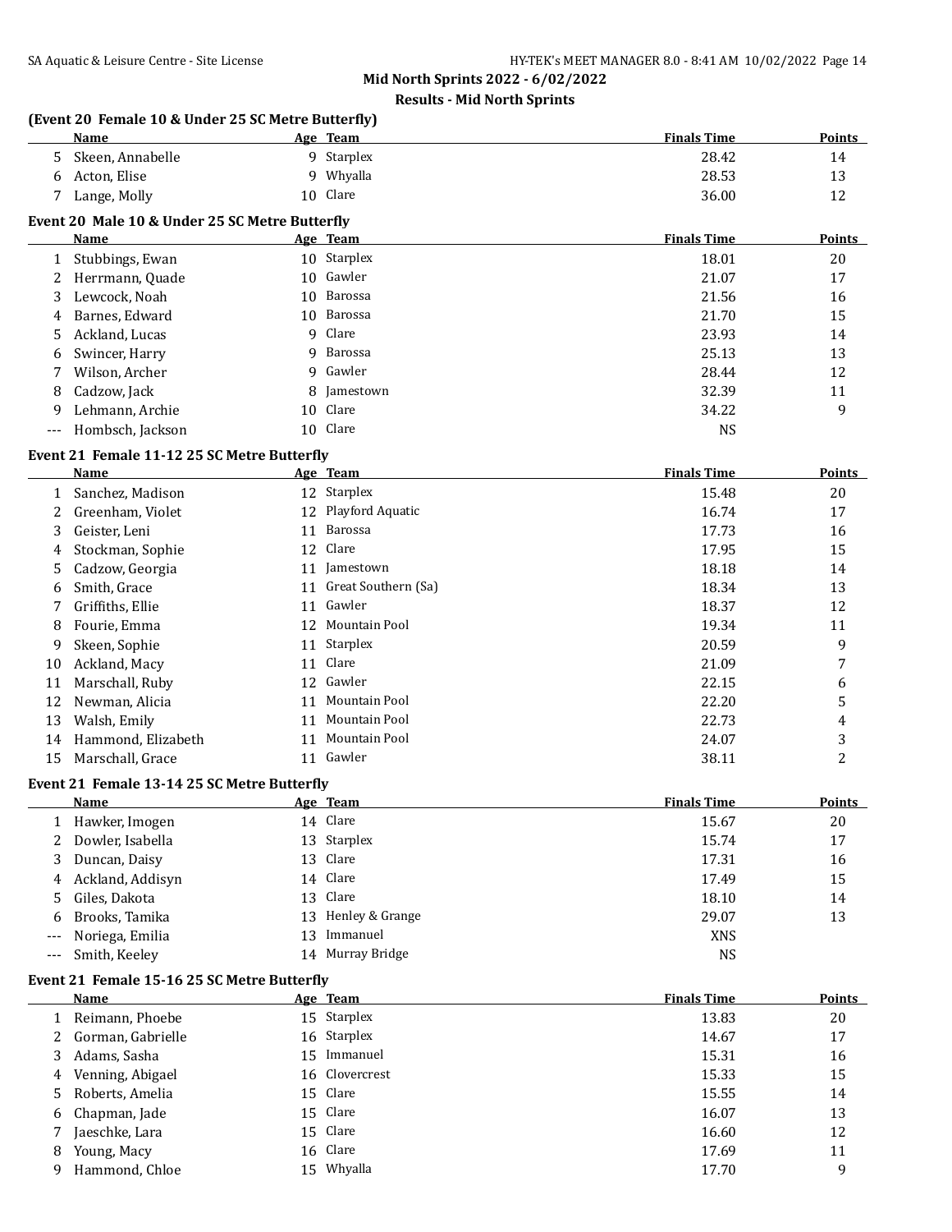## Mid North Sprints 2022 - 6/02/2022

### Results - Mid North Sprints

**(Event 20 Female 10 & Under 25 SC Metre Butterfly)**

| | Name | Age | Team | Finals Time | Points |
|---|---|---|---|---|---|
| 5 | Skeen, Annabelle | 9 | Starplex | 28.42 | 14 |
| 6 | Acton, Elise | 9 | Whyalla | 28.53 | 13 |
| 7 | Lange, Molly | 10 | Clare | 36.00 | 12 |

**Event 20 Male 10 & Under 25 SC Metre Butterfly**

| | Name | Age | Team | Finals Time | Points |
|---|---|---|---|---|---|
| 1 | Stubbings, Ewan | 10 | Starplex | 18.01 | 20 |
| 2 | Herrmann, Quade | 10 | Gawler | 21.07 | 17 |
| 3 | Lewcock, Noah | 10 | Barossa | 21.56 | 16 |
| 4 | Barnes, Edward | 10 | Barossa | 21.70 | 15 |
| 5 | Ackland, Lucas | 9 | Clare | 23.93 | 14 |
| 6 | Swincer, Harry | 9 | Barossa | 25.13 | 13 |
| 7 | Wilson, Archer | 9 | Gawler | 28.44 | 12 |
| 8 | Cadzow, Jack | 8 | Jamestown | 32.39 | 11 |
| 9 | Lehmann, Archie | 10 | Clare | 34.22 | 9 |
| --- | Hombsch, Jackson | 10 | Clare | NS | |

**Event 21 Female 11-12 25 SC Metre Butterfly**

| | Name | Age | Team | Finals Time | Points |
|---|---|---|---|---|---|
| 1 | Sanchez, Madison | 12 | Starplex | 15.48 | 20 |
| 2 | Greenham, Violet | 12 | Playford Aquatic | 16.74 | 17 |
| 3 | Geister, Leni | 11 | Barossa | 17.73 | 16 |
| 4 | Stockman, Sophie | 12 | Clare | 17.95 | 15 |
| 5 | Cadzow, Georgia | 11 | Jamestown | 18.18 | 14 |
| 6 | Smith, Grace | 11 | Great Southern (Sa) | 18.34 | 13 |
| 7 | Griffiths, Ellie | 11 | Gawler | 18.37 | 12 |
| 8 | Fourie, Emma | 12 | Mountain Pool | 19.34 | 11 |
| 9 | Skeen, Sophie | 11 | Starplex | 20.59 | 9 |
| 10 | Ackland, Macy | 11 | Clare | 21.09 | 7 |
| 11 | Marschall, Ruby | 12 | Gawler | 22.15 | 6 |
| 12 | Newman, Alicia | 11 | Mountain Pool | 22.20 | 5 |
| 13 | Walsh, Emily | 11 | Mountain Pool | 22.73 | 4 |
| 14 | Hammond, Elizabeth | 11 | Mountain Pool | 24.07 | 3 |
| 15 | Marschall, Grace | 11 | Gawler | 38.11 | 2 |

**Event 21 Female 13-14 25 SC Metre Butterfly**

| | Name | Age | Team | Finals Time | Points |
|---|---|---|---|---|---|
| 1 | Hawker, Imogen | 14 | Clare | 15.67 | 20 |
| 2 | Dowler, Isabella | 13 | Starplex | 15.74 | 17 |
| 3 | Duncan, Daisy | 13 | Clare | 17.31 | 16 |
| 4 | Ackland, Addisyn | 14 | Clare | 17.49 | 15 |
| 5 | Giles, Dakota | 13 | Clare | 18.10 | 14 |
| 6 | Brooks, Tamika | 13 | Henley & Grange | 29.07 | 13 |
| --- | Noriega, Emilia | 13 | Immanuel | XNS | |
| --- | Smith, Keeley | 14 | Murray Bridge | NS | |

**Event 21 Female 15-16 25 SC Metre Butterfly**

| | Name | Age | Team | Finals Time | Points |
|---|---|---|---|---|---|
| 1 | Reimann, Phoebe | 15 | Starplex | 13.83 | 20 |
| 2 | Gorman, Gabrielle | 16 | Starplex | 14.67 | 17 |
| 3 | Adams, Sasha | 15 | Immanuel | 15.31 | 16 |
| 4 | Venning, Abigael | 16 | Clovercrest | 15.33 | 15 |
| 5 | Roberts, Amelia | 15 | Clare | 15.55 | 14 |
| 6 | Chapman, Jade | 15 | Clare | 16.07 | 13 |
| 7 | Jaeschke, Lara | 15 | Clare | 16.60 | 12 |
| 8 | Young, Macy | 16 | Clare | 17.69 | 11 |
| 9 | Hammond, Chloe | 15 | Whyalla | 17.70 | 9 |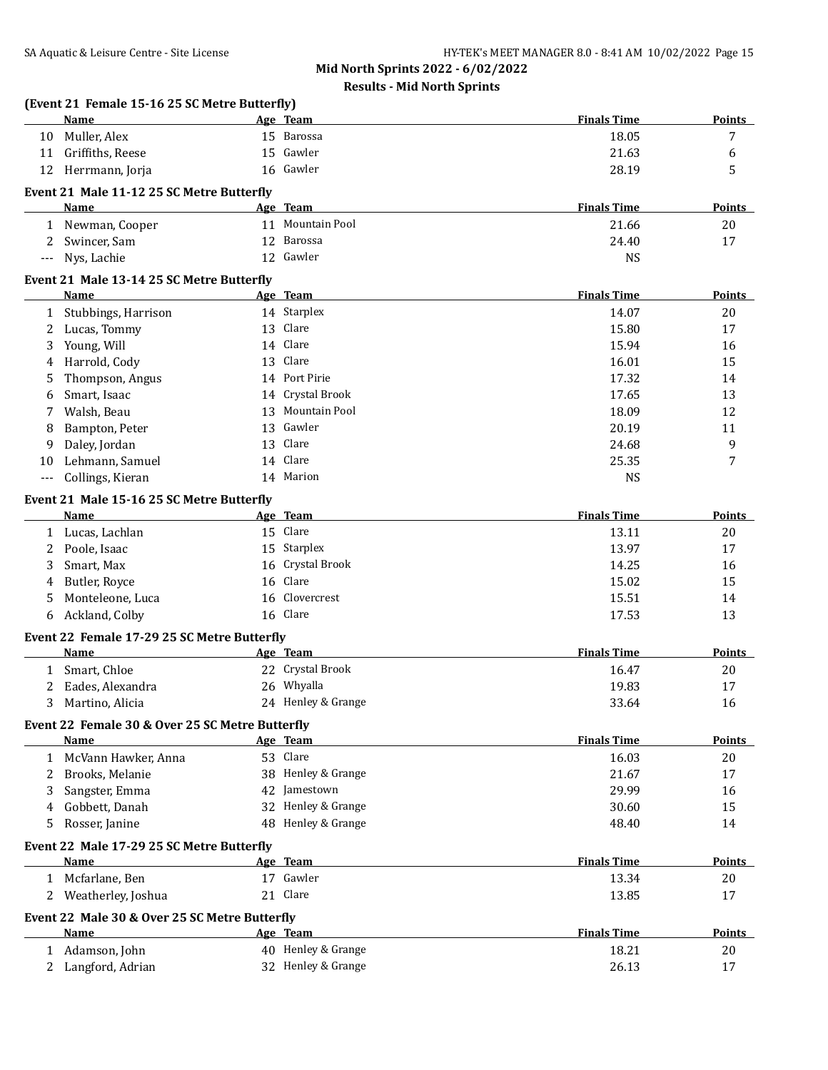# Mid North Sprints 2022 - 6/02/2022

## Results - Mid North Sprints

### (Event 21 Female 15-16 25 SC Metre Butterfly)

| | Name | Age | Team | Finals Time | Points |
|---|---|---|---|---|---|
| 10 | Muller, Alex | 15 | Barossa | 18.05 | 7 |
| 11 | Griffiths, Reese | 15 | Gawler | 21.63 | 6 |
| 12 | Herrmann, Jorja | 16 | Gawler | 28.19 | 5 |

### Event 21 Male 11-12 25 SC Metre Butterfly

| | Name | Age | Team | Finals Time | Points |
|---|---|---|---|---|---|
| 1 | Newman, Cooper | 11 | Mountain Pool | 21.66 | 20 |
| 2 | Swincer, Sam | 12 | Barossa | 24.40 | 17 |
| --- | Nys, Lachie | 12 | Gawler | NS | |

### Event 21 Male 13-14 25 SC Metre Butterfly

| | Name | Age | Team | Finals Time | Points |
|---|---|---|---|---|---|
| 1 | Stubbings, Harrison | 14 | Starplex | 14.07 | 20 |
| 2 | Lucas, Tommy | 13 | Clare | 15.80 | 17 |
| 3 | Young, Will | 14 | Clare | 15.94 | 16 |
| 4 | Harrold, Cody | 13 | Clare | 16.01 | 15 |
| 5 | Thompson, Angus | 14 | Port Pirie | 17.32 | 14 |
| 6 | Smart, Isaac | 14 | Crystal Brook | 17.65 | 13 |
| 7 | Walsh, Beau | 13 | Mountain Pool | 18.09 | 12 |
| 8 | Bampton, Peter | 13 | Gawler | 20.19 | 11 |
| 9 | Daley, Jordan | 13 | Clare | 24.68 | 9 |
| 10 | Lehmann, Samuel | 14 | Clare | 25.35 | 7 |
| --- | Collings, Kieran | 14 | Marion | NS | |

### Event 21 Male 15-16 25 SC Metre Butterfly

| | Name | Age | Team | Finals Time | Points |
|---|---|---|---|---|---|
| 1 | Lucas, Lachlan | 15 | Clare | 13.11 | 20 |
| 2 | Poole, Isaac | 15 | Starplex | 13.97 | 17 |
| 3 | Smart, Max | 16 | Crystal Brook | 14.25 | 16 |
| 4 | Butler, Royce | 16 | Clare | 15.02 | 15 |
| 5 | Monteleone, Luca | 16 | Clovercrest | 15.51 | 14 |
| 6 | Ackland, Colby | 16 | Clare | 17.53 | 13 |

### Event 22 Female 17-29 25 SC Metre Butterfly

| | Name | Age | Team | Finals Time | Points |
|---|---|---|---|---|---|
| 1 | Smart, Chloe | 22 | Crystal Brook | 16.47 | 20 |
| 2 | Eades, Alexandra | 26 | Whyalla | 19.83 | 17 |
| 3 | Martino, Alicia | 24 | Henley & Grange | 33.64 | 16 |

### Event 22 Female 30 & Over 25 SC Metre Butterfly

| | Name | Age | Team | Finals Time | Points |
|---|---|---|---|---|---|
| 1 | McVann Hawker, Anna | 53 | Clare | 16.03 | 20 |
| 2 | Brooks, Melanie | 38 | Henley & Grange | 21.67 | 17 |
| 3 | Sangster, Emma | 42 | Jamestown | 29.99 | 16 |
| 4 | Gobbett, Danah | 32 | Henley & Grange | 30.60 | 15 |
| 5 | Rosser, Janine | 48 | Henley & Grange | 48.40 | 14 |

### Event 22 Male 17-29 25 SC Metre Butterfly

| | Name | Age | Team | Finals Time | Points |
|---|---|---|---|---|---|
| 1 | Mcfarlane, Ben | 17 | Gawler | 13.34 | 20 |
| 2 | Weatherley, Joshua | 21 | Clare | 13.85 | 17 |

### Event 22 Male 30 & Over 25 SC Metre Butterfly

| | Name | Age | Team | Finals Time | Points |
|---|---|---|---|---|---|
| 1 | Adamson, John | 40 | Henley & Grange | 18.21 | 20 |
| 2 | Langford, Adrian | 32 | Henley & Grange | 26.13 | 17 |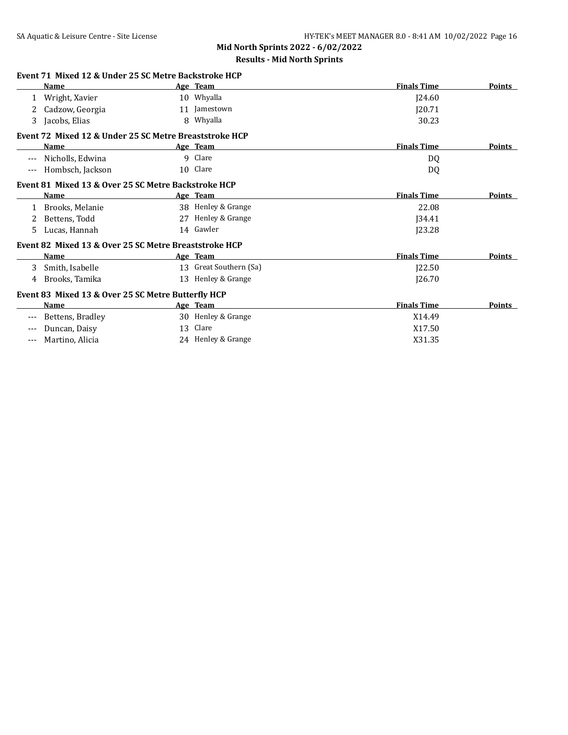**Mid North Sprints 2022 - 6/02/2022**

**Results - Mid North Sprints**

### Event 71 Mixed 12 & Under 25 SC Metre Backstroke HCP

| | Name | Age | Team | Finals Time | Points |
|---|---|---|---|---|---|
| 1 | Wright, Xavier | 10 | Whyalla | J24.60 | |
| 2 | Cadzow, Georgia | 11 | Jamestown | J20.71 | |
| 3 | Jacobs, Elias | 8 | Whyalla | 30.23 | |

### Event 72 Mixed 12 & Under 25 SC Metre Breaststroke HCP

| | Name | Age | Team | Finals Time | Points |
|---|---|---|---|---|---|
| --- | Nicholls, Edwina | 9 | Clare | DQ | |
| --- | Hombsch, Jackson | 10 | Clare | DQ | |

### Event 81 Mixed 13 & Over 25 SC Metre Backstroke HCP

| | Name | Age | Team | Finals Time | Points |
|---|---|---|---|---|---|
| 1 | Brooks, Melanie | 38 | Henley & Grange | 22.08 | |
| 2 | Bettens, Todd | 27 | Henley & Grange | J34.41 | |
| 5 | Lucas, Hannah | 14 | Gawler | J23.28 | |

### Event 82 Mixed 13 & Over 25 SC Metre Breaststroke HCP

| | Name | Age | Team | Finals Time | Points |
|---|---|---|---|---|---|
| 3 | Smith, Isabelle | 13 | Great Southern (Sa) | J22.50 | |
| 4 | Brooks, Tamika | 13 | Henley & Grange | J26.70 | |

### Event 83 Mixed 13 & Over 25 SC Metre Butterfly HCP

| | Name | Age | Team | Finals Time | Points |
|---|---|---|---|---|---|
| --- | Bettens, Bradley | 30 | Henley & Grange | X14.49 | |
| --- | Duncan, Daisy | 13 | Clare | X17.50 | |
| --- | Martino, Alicia | 24 | Henley & Grange | X31.35 | |